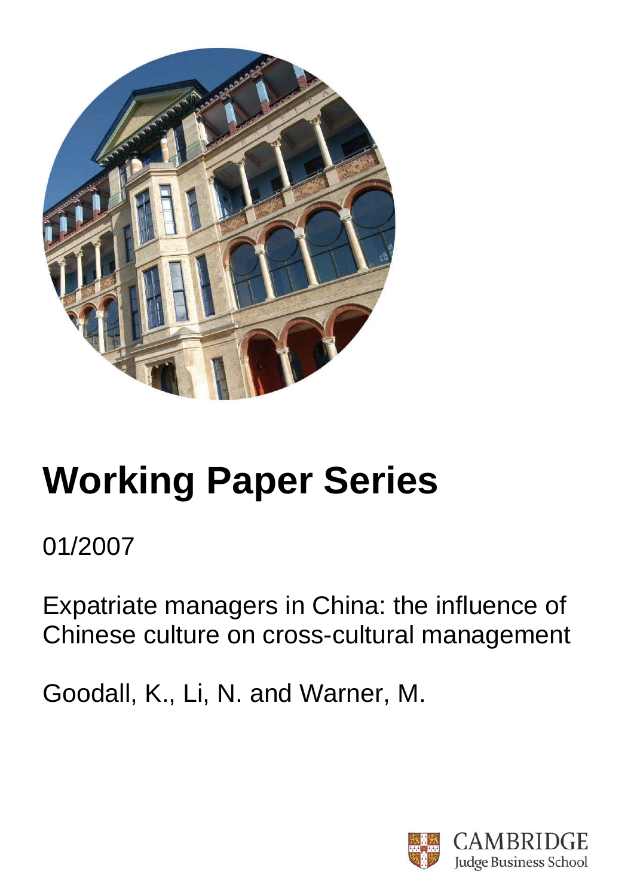# Working Paper Series

01/2007

Expatriate managers in China: the influence of Chinese culture on cross-cultural management

Goodall, K., Li, N. and Warner, M.

CAMBRIDGE
Judge Business School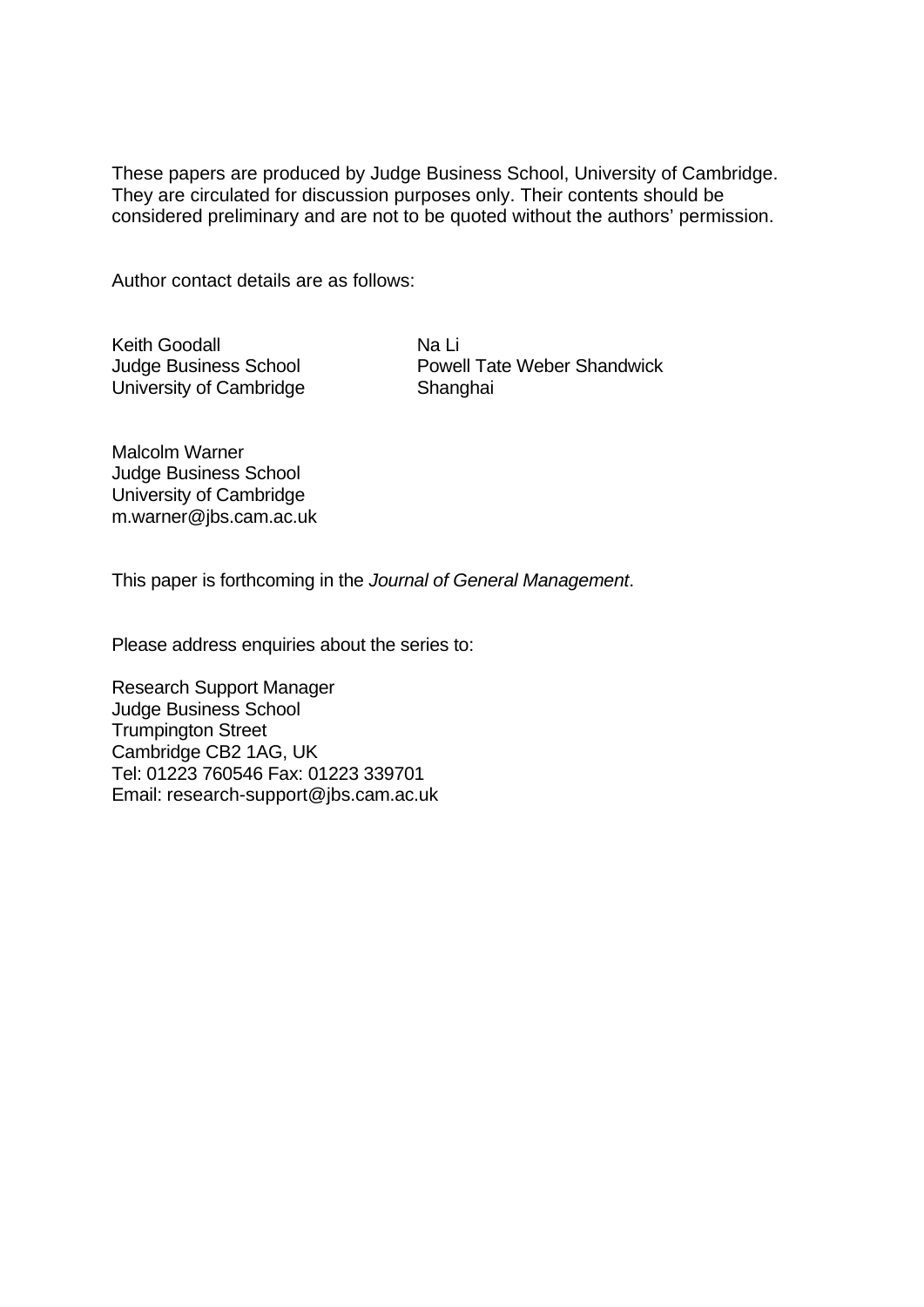These papers are produced by Judge Business School, University of Cambridge. They are circulated for discussion purposes only. Their contents should be considered preliminary and are not to be quoted without the authors' permission.

Author contact details are as follows:

Keith Goodall
Judge Business School
University of Cambridge

Na Li
Powell Tate Weber Shandwick
Shanghai

Malcolm Warner
Judge Business School
University of Cambridge
m.warner@jbs.cam.ac.uk

This paper is forthcoming in the *Journal of General Management*.

Please address enquiries about the series to:

Research Support Manager
Judge Business School
Trumpington Street
Cambridge CB2 1AG, UK
Tel: 01223 760546 Fax: 01223 339701
Email: research-support@jbs.cam.ac.uk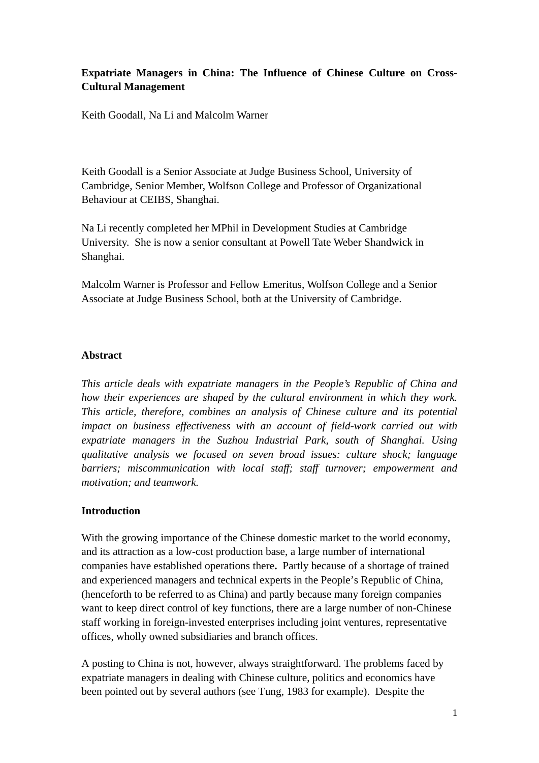**Expatriate Managers in China: The Influence of Chinese Culture on Cross-Cultural Management**

Keith Goodall, Na Li and Malcolm Warner

Keith Goodall is a Senior Associate at Judge Business School, University of Cambridge, Senior Member, Wolfson College and Professor of Organizational Behaviour at CEIBS, Shanghai.

Na Li recently completed her MPhil in Development Studies at Cambridge University. She is now a senior consultant at Powell Tate Weber Shandwick in Shanghai.

Malcolm Warner is Professor and Fellow Emeritus, Wolfson College and a Senior Associate at Judge Business School, both at the University of Cambridge.

**Abstract**

*This article deals with expatriate managers in the People's Republic of China and how their experiences are shaped by the cultural environment in which they work. This article, therefore, combines an analysis of Chinese culture and its potential impact on business effectiveness with an account of field-work carried out with expatriate managers in the Suzhou Industrial Park, south of Shanghai. Using qualitative analysis we focused on seven broad issues: culture shock; language barriers; miscommunication with local staff; staff turnover; empowerment and motivation; and teamwork.*

**Introduction**

With the growing importance of the Chinese domestic market to the world economy, and its attraction as a low-cost production base, a large number of international companies have established operations there**.** Partly because of a shortage of trained and experienced managers and technical experts in the People's Republic of China, (henceforth to be referred to as China) and partly because many foreign companies want to keep direct control of key functions, there are a large number of non-Chinese staff working in foreign-invested enterprises including joint ventures, representative offices, wholly owned subsidiaries and branch offices.

A posting to China is not, however, always straightforward. The problems faced by expatriate managers in dealing with Chinese culture, politics and economics have been pointed out by several authors (see Tung, 1983 for example). Despite the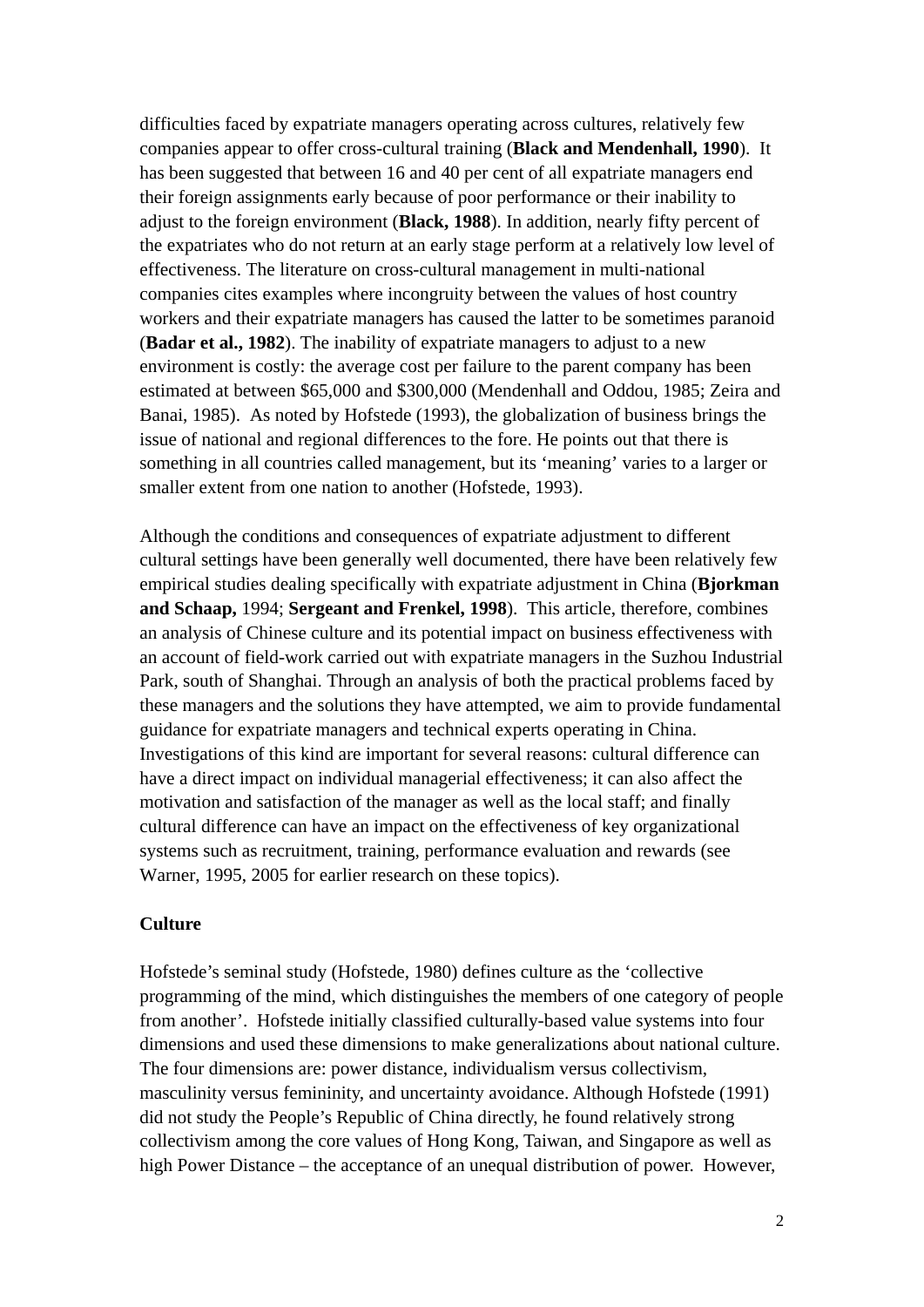difficulties faced by expatriate managers operating across cultures, relatively few companies appear to offer cross-cultural training (**Black and Mendenhall, 1990**). It has been suggested that between 16 and 40 per cent of all expatriate managers end their foreign assignments early because of poor performance or their inability to adjust to the foreign environment (**Black, 1988**). In addition, nearly fifty percent of the expatriates who do not return at an early stage perform at a relatively low level of effectiveness. The literature on cross-cultural management in multi-national companies cites examples where incongruity between the values of host country workers and their expatriate managers has caused the latter to be sometimes paranoid (**Badar et al., 1982**). The inability of expatriate managers to adjust to a new environment is costly: the average cost per failure to the parent company has been estimated at between $65,000 and $300,000 (Mendenhall and Oddou, 1985; Zeira and Banai, 1985). As noted by Hofstede (1993), the globalization of business brings the issue of national and regional differences to the fore. He points out that there is something in all countries called management, but its 'meaning' varies to a larger or smaller extent from one nation to another (Hofstede, 1993).

Although the conditions and consequences of expatriate adjustment to different cultural settings have been generally well documented, there have been relatively few empirical studies dealing specifically with expatriate adjustment in China (**Bjorkman and Schaap,** 1994; **Sergeant and Frenkel, 1998**). This article, therefore, combines an analysis of Chinese culture and its potential impact on business effectiveness with an account of field-work carried out with expatriate managers in the Suzhou Industrial Park, south of Shanghai. Through an analysis of both the practical problems faced by these managers and the solutions they have attempted, we aim to provide fundamental guidance for expatriate managers and technical experts operating in China. Investigations of this kind are important for several reasons: cultural difference can have a direct impact on individual managerial effectiveness; it can also affect the motivation and satisfaction of the manager as well as the local staff; and finally cultural difference can have an impact on the effectiveness of key organizational systems such as recruitment, training, performance evaluation and rewards (see Warner, 1995, 2005 for earlier research on these topics).

**Culture**

Hofstede's seminal study (Hofstede, 1980) defines culture as the 'collective programming of the mind, which distinguishes the members of one category of people from another'. Hofstede initially classified culturally-based value systems into four dimensions and used these dimensions to make generalizations about national culture. The four dimensions are: power distance, individualism versus collectivism, masculinity versus femininity, and uncertainty avoidance. Although Hofstede (1991) did not study the People's Republic of China directly, he found relatively strong collectivism among the core values of Hong Kong, Taiwan, and Singapore as well as high Power Distance – the acceptance of an unequal distribution of power. However,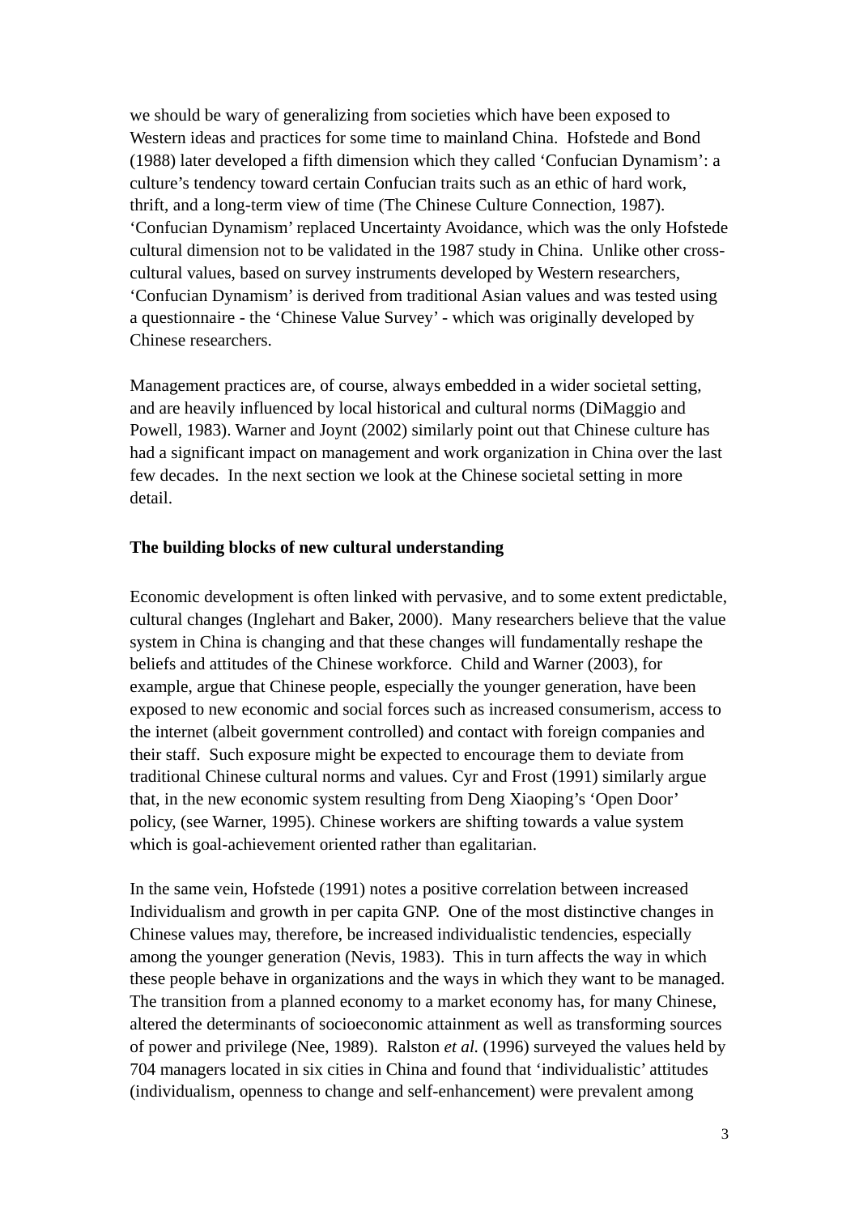we should be wary of generalizing from societies which have been exposed to Western ideas and practices for some time to mainland China. Hofstede and Bond (1988) later developed a fifth dimension which they called 'Confucian Dynamism': a culture's tendency toward certain Confucian traits such as an ethic of hard work, thrift, and a long-term view of time (The Chinese Culture Connection, 1987). 'Confucian Dynamism' replaced Uncertainty Avoidance, which was the only Hofstede cultural dimension not to be validated in the 1987 study in China. Unlike other cross-cultural values, based on survey instruments developed by Western researchers, 'Confucian Dynamism' is derived from traditional Asian values and was tested using a questionnaire - the 'Chinese Value Survey' - which was originally developed by Chinese researchers.

Management practices are, of course, always embedded in a wider societal setting, and are heavily influenced by local historical and cultural norms (DiMaggio and Powell, 1983). Warner and Joynt (2002) similarly point out that Chinese culture has had a significant impact on management and work organization in China over the last few decades. In the next section we look at the Chinese societal setting in more detail.

**The building blocks of new cultural understanding**

Economic development is often linked with pervasive, and to some extent predictable, cultural changes (Inglehart and Baker, 2000). Many researchers believe that the value system in China is changing and that these changes will fundamentally reshape the beliefs and attitudes of the Chinese workforce. Child and Warner (2003), for example, argue that Chinese people, especially the younger generation, have been exposed to new economic and social forces such as increased consumerism, access to the internet (albeit government controlled) and contact with foreign companies and their staff. Such exposure might be expected to encourage them to deviate from traditional Chinese cultural norms and values. Cyr and Frost (1991) similarly argue that, in the new economic system resulting from Deng Xiaoping's 'Open Door' policy, (see Warner, 1995). Chinese workers are shifting towards a value system which is goal-achievement oriented rather than egalitarian.

In the same vein, Hofstede (1991) notes a positive correlation between increased Individualism and growth in per capita GNP. One of the most distinctive changes in Chinese values may, therefore, be increased individualistic tendencies, especially among the younger generation (Nevis, 1983). This in turn affects the way in which these people behave in organizations and the ways in which they want to be managed. The transition from a planned economy to a market economy has, for many Chinese, altered the determinants of socioeconomic attainment as well as transforming sources of power and privilege (Nee, 1989). Ralston *et al.* (1996) surveyed the values held by 704 managers located in six cities in China and found that 'individualistic' attitudes (individualism, openness to change and self-enhancement) were prevalent among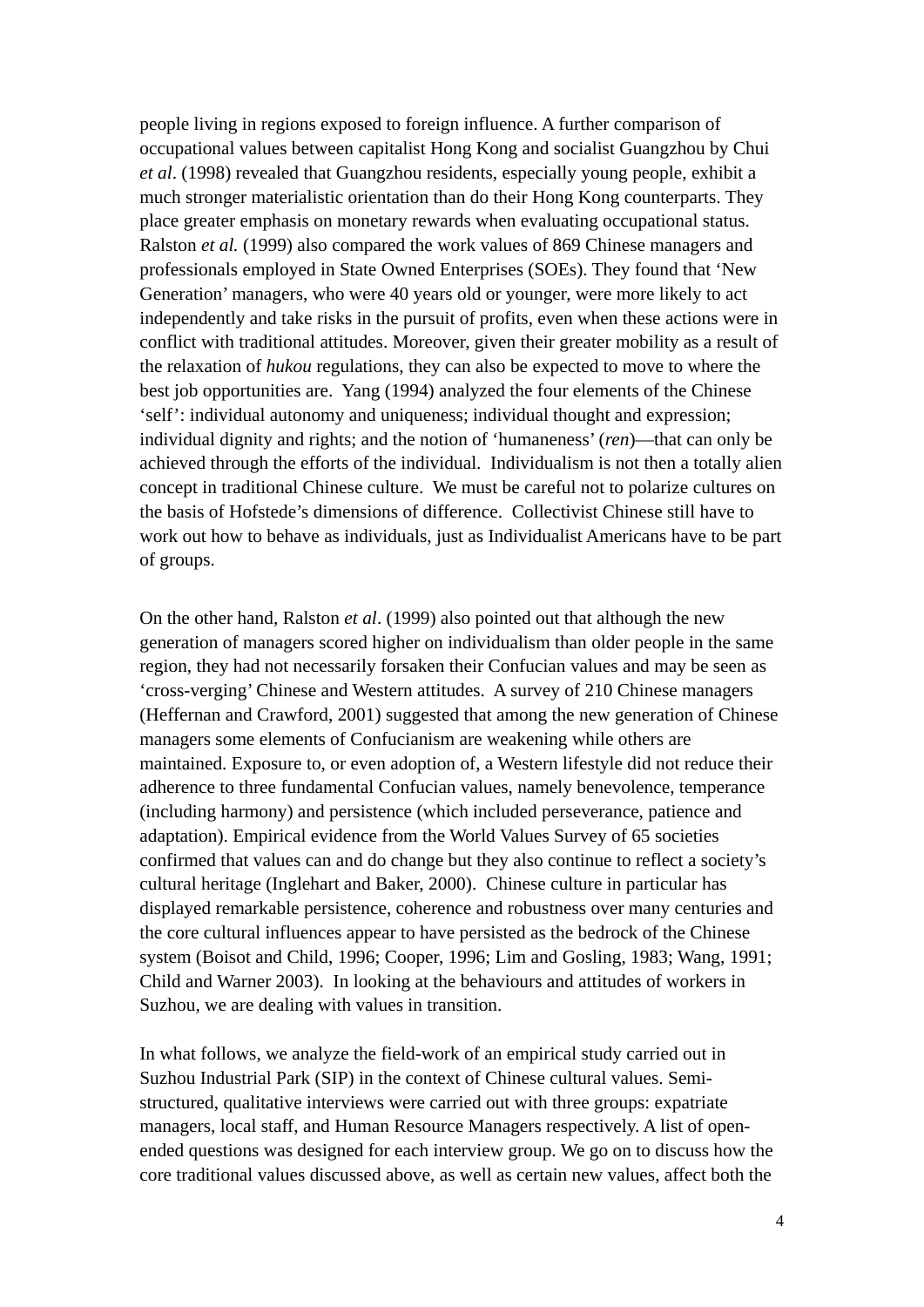people living in regions exposed to foreign influence. A further comparison of occupational values between capitalist Hong Kong and socialist Guangzhou by Chui *et al*. (1998) revealed that Guangzhou residents, especially young people, exhibit a much stronger materialistic orientation than do their Hong Kong counterparts. They place greater emphasis on monetary rewards when evaluating occupational status. Ralston *et al.* (1999) also compared the work values of 869 Chinese managers and professionals employed in State Owned Enterprises (SOEs). They found that 'New Generation' managers, who were 40 years old or younger, were more likely to act independently and take risks in the pursuit of profits, even when these actions were in conflict with traditional attitudes. Moreover, given their greater mobility as a result of the relaxation of *hukou* regulations, they can also be expected to move to where the best job opportunities are. Yang (1994) analyzed the four elements of the Chinese 'self': individual autonomy and uniqueness; individual thought and expression; individual dignity and rights; and the notion of 'humaneness' (*ren*)—that can only be achieved through the efforts of the individual. Individualism is not then a totally alien concept in traditional Chinese culture. We must be careful not to polarize cultures on the basis of Hofstede's dimensions of difference. Collectivist Chinese still have to work out how to behave as individuals, just as Individualist Americans have to be part of groups.

On the other hand, Ralston *et al*. (1999) also pointed out that although the new generation of managers scored higher on individualism than older people in the same region, they had not necessarily forsaken their Confucian values and may be seen as 'cross-verging' Chinese and Western attitudes. A survey of 210 Chinese managers (Heffernan and Crawford, 2001) suggested that among the new generation of Chinese managers some elements of Confucianism are weakening while others are maintained. Exposure to, or even adoption of, a Western lifestyle did not reduce their adherence to three fundamental Confucian values, namely benevolence, temperance (including harmony) and persistence (which included perseverance, patience and adaptation). Empirical evidence from the World Values Survey of 65 societies confirmed that values can and do change but they also continue to reflect a society's cultural heritage (Inglehart and Baker, 2000). Chinese culture in particular has displayed remarkable persistence, coherence and robustness over many centuries and the core cultural influences appear to have persisted as the bedrock of the Chinese system (Boisot and Child, 1996; Cooper, 1996; Lim and Gosling, 1983; Wang, 1991; Child and Warner 2003). In looking at the behaviours and attitudes of workers in Suzhou, we are dealing with values in transition.

In what follows, we analyze the field-work of an empirical study carried out in Suzhou Industrial Park (SIP) in the context of Chinese cultural values. Semi-structured, qualitative interviews were carried out with three groups: expatriate managers, local staff, and Human Resource Managers respectively. A list of open-ended questions was designed for each interview group. We go on to discuss how the core traditional values discussed above, as well as certain new values, affect both the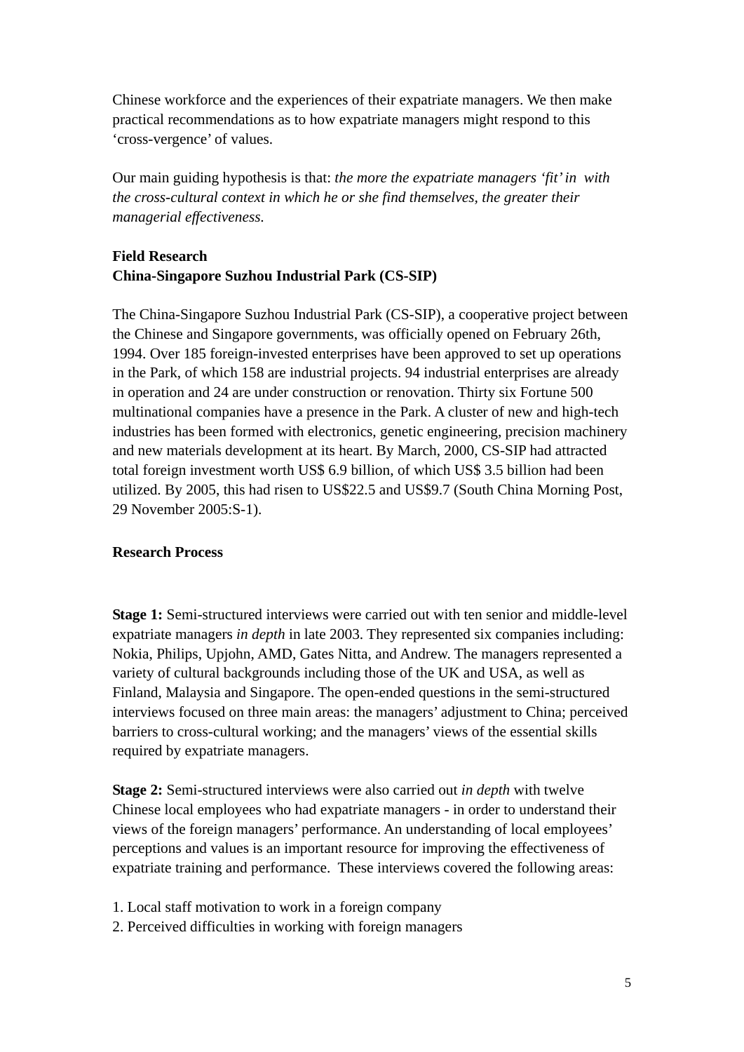Chinese workforce and the experiences of their expatriate managers. We then make practical recommendations as to how expatriate managers might respond to this 'cross-vergence' of values.

Our main guiding hypothesis is that: *the more the expatriate managers 'fit' in with the cross-cultural context in which he or she find themselves, the greater their managerial effectiveness.*

**Field Research**
**China-Singapore Suzhou Industrial Park (CS-SIP)**

The China-Singapore Suzhou Industrial Park (CS-SIP), a cooperative project between the Chinese and Singapore governments, was officially opened on February 26th, 1994. Over 185 foreign-invested enterprises have been approved to set up operations in the Park, of which 158 are industrial projects. 94 industrial enterprises are already in operation and 24 are under construction or renovation. Thirty six Fortune 500 multinational companies have a presence in the Park. A cluster of new and high-tech industries has been formed with electronics, genetic engineering, precision machinery and new materials development at its heart. By March, 2000, CS-SIP had attracted total foreign investment worth US$ 6.9 billion, of which US$ 3.5 billion had been utilized. By 2005, this had risen to US$22.5 and US$9.7 (South China Morning Post, 29 November 2005:S-1).

**Research Process**

**Stage 1:** Semi-structured interviews were carried out with ten senior and middle-level expatriate managers *in depth* in late 2003. They represented six companies including: Nokia, Philips, Upjohn, AMD, Gates Nitta, and Andrew. The managers represented a variety of cultural backgrounds including those of the UK and USA, as well as Finland, Malaysia and Singapore. The open-ended questions in the semi-structured interviews focused on three main areas: the managers' adjustment to China; perceived barriers to cross-cultural working; and the managers' views of the essential skills required by expatriate managers.

**Stage 2:** Semi-structured interviews were also carried out *in depth* with twelve Chinese local employees who had expatriate managers - in order to understand their views of the foreign managers' performance. An understanding of local employees' perceptions and values is an important resource for improving the effectiveness of expatriate training and performance. These interviews covered the following areas:

1. Local staff motivation to work in a foreign company
2. Perceived difficulties in working with foreign managers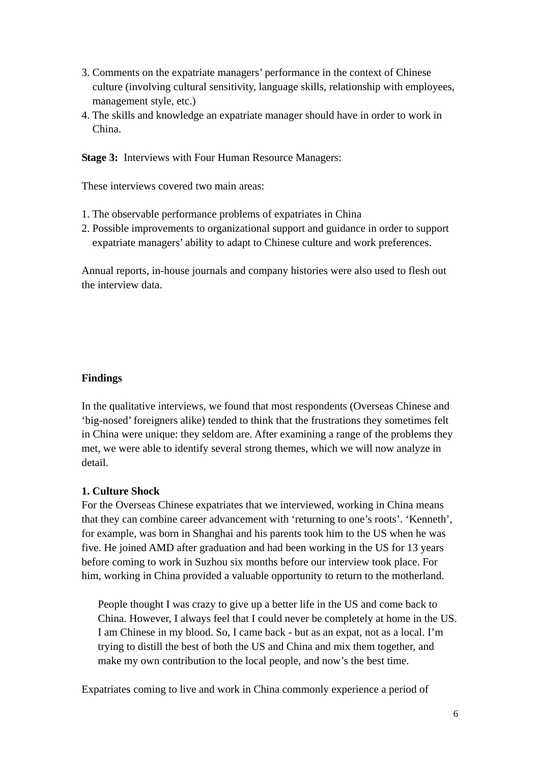3. Comments on the expatriate managers' performance in the context of Chinese culture (involving cultural sensitivity, language skills, relationship with employees, management style, etc.)
4. The skills and knowledge an expatriate manager should have in order to work in China.

**Stage 3:** Interviews with Four Human Resource Managers:

These interviews covered two main areas:

1. The observable performance problems of expatriates in China
2. Possible improvements to organizational support and guidance in order to support expatriate managers' ability to adapt to Chinese culture and work preferences.

Annual reports, in-house journals and company histories were also used to flesh out the interview data.

## Findings

In the qualitative interviews, we found that most respondents (Overseas Chinese and 'big-nosed' foreigners alike) tended to think that the frustrations they sometimes felt in China were unique: they seldom are. After examining a range of the problems they met, we were able to identify several strong themes, which we will now analyze in detail.

### 1. Culture Shock

For the Overseas Chinese expatriates that we interviewed, working in China means that they can combine career advancement with 'returning to one's roots'. 'Kenneth', for example, was born in Shanghai and his parents took him to the US when he was five. He joined AMD after graduation and had been working in the US for 13 years before coming to work in Suzhou six months before our interview took place. For him, working in China provided a valuable opportunity to return to the motherland.

> People thought I was crazy to give up a better life in the US and come back to China. However, I always feel that I could never be completely at home in the US. I am Chinese in my blood. So, I came back - but as an expat, not as a local. I'm trying to distill the best of both the US and China and mix them together, and make my own contribution to the local people, and now's the best time.

Expatriates coming to live and work in China commonly experience a period of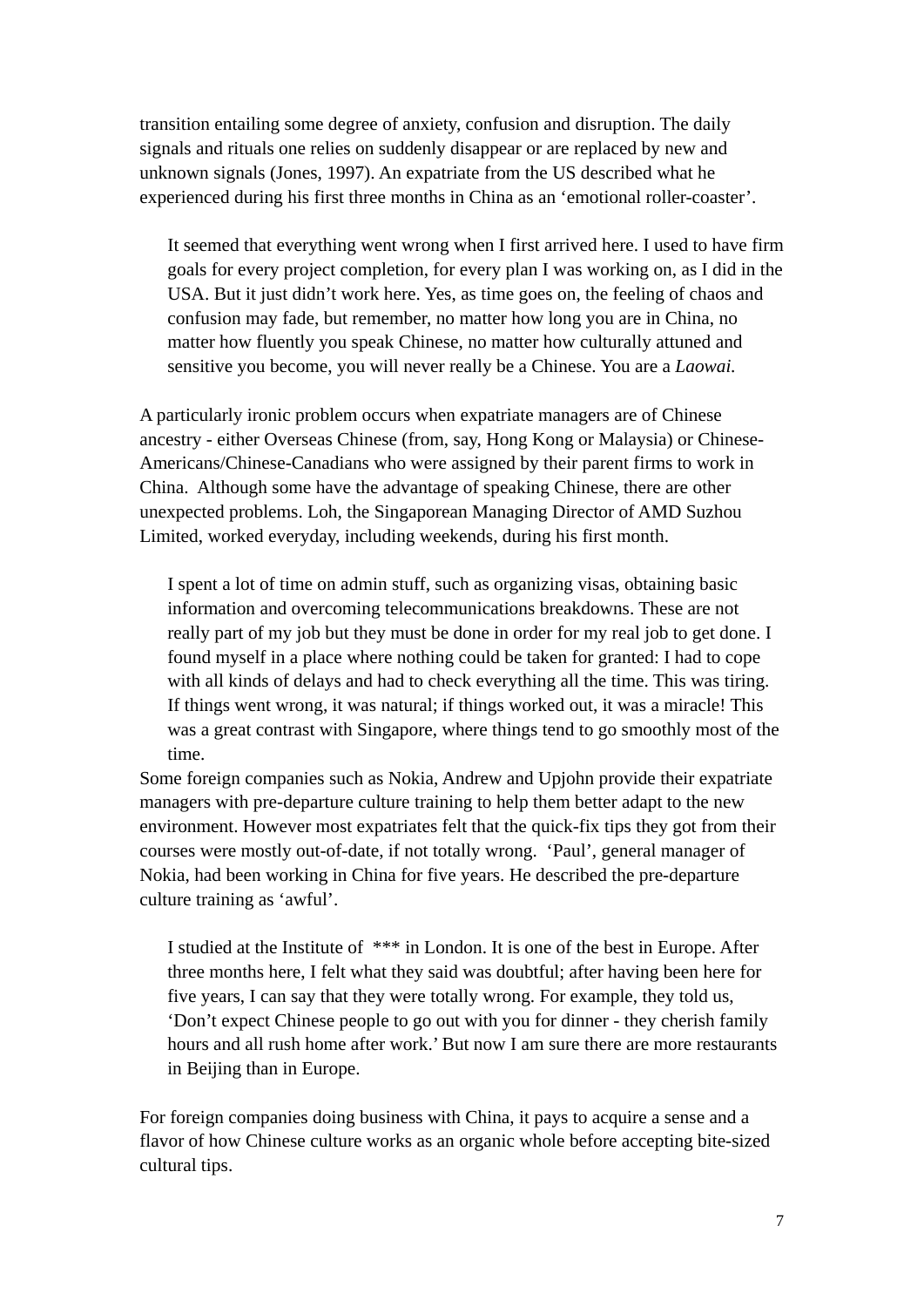transition entailing some degree of anxiety, confusion and disruption. The daily signals and rituals one relies on suddenly disappear or are replaced by new and unknown signals (Jones, 1997). An expatriate from the US described what he experienced during his first three months in China as an 'emotional roller-coaster'.

> It seemed that everything went wrong when I first arrived here. I used to have firm goals for every project completion, for every plan I was working on, as I did in the USA. But it just didn't work here. Yes, as time goes on, the feeling of chaos and confusion may fade, but remember, no matter how long you are in China, no matter how fluently you speak Chinese, no matter how culturally attuned and sensitive you become, you will never really be a Chinese. You are a *Laowai.*

A particularly ironic problem occurs when expatriate managers are of Chinese ancestry - either Overseas Chinese (from, say, Hong Kong or Malaysia) or Chinese-Americans/Chinese-Canadians who were assigned by their parent firms to work in China. Although some have the advantage of speaking Chinese, there are other unexpected problems. Loh, the Singaporean Managing Director of AMD Suzhou Limited, worked everyday, including weekends, during his first month.

> I spent a lot of time on admin stuff, such as organizing visas, obtaining basic information and overcoming telecommunications breakdowns. These are not really part of my job but they must be done in order for my real job to get done. I found myself in a place where nothing could be taken for granted: I had to cope with all kinds of delays and had to check everything all the time. This was tiring. If things went wrong, it was natural; if things worked out, it was a miracle! This was a great contrast with Singapore, where things tend to go smoothly most of the time.

Some foreign companies such as Nokia, Andrew and Upjohn provide their expatriate managers with pre-departure culture training to help them better adapt to the new environment. However most expatriates felt that the quick-fix tips they got from their courses were mostly out-of-date, if not totally wrong. 'Paul', general manager of Nokia, had been working in China for five years. He described the pre-departure culture training as 'awful'.

> I studied at the Institute of *** in London. It is one of the best in Europe. After three months here, I felt what they said was doubtful; after having been here for five years, I can say that they were totally wrong. For example, they told us, 'Don't expect Chinese people to go out with you for dinner - they cherish family hours and all rush home after work.' But now I am sure there are more restaurants in Beijing than in Europe.

For foreign companies doing business with China, it pays to acquire a sense and a flavor of how Chinese culture works as an organic whole before accepting bite-sized cultural tips.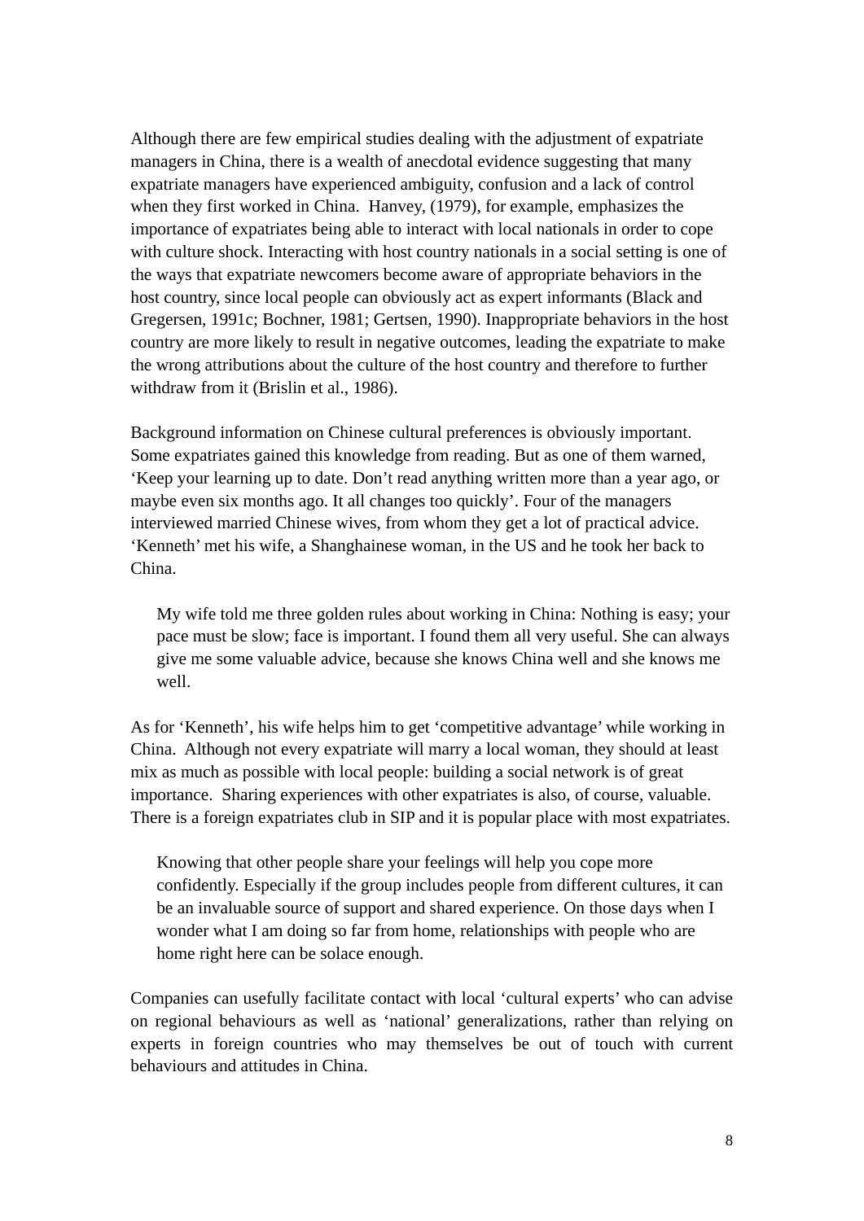Although there are few empirical studies dealing with the adjustment of expatriate managers in China, there is a wealth of anecdotal evidence suggesting that many expatriate managers have experienced ambiguity, confusion and a lack of control when they first worked in China. Hanvey, (1979), for example, emphasizes the importance of expatriates being able to interact with local nationals in order to cope with culture shock. Interacting with host country nationals in a social setting is one of the ways that expatriate newcomers become aware of appropriate behaviors in the host country, since local people can obviously act as expert informants (Black and Gregersen, 1991c; Bochner, 1981; Gertsen, 1990). Inappropriate behaviors in the host country are more likely to result in negative outcomes, leading the expatriate to make the wrong attributions about the culture of the host country and therefore to further withdraw from it (Brislin et al., 1986).

Background information on Chinese cultural preferences is obviously important. Some expatriates gained this knowledge from reading. But as one of them warned, 'Keep your learning up to date. Don't read anything written more than a year ago, or maybe even six months ago. It all changes too quickly'. Four of the managers interviewed married Chinese wives, from whom they get a lot of practical advice. 'Kenneth' met his wife, a Shanghainese woman, in the US and he took her back to China.

> My wife told me three golden rules about working in China: Nothing is easy; your pace must be slow; face is important. I found them all very useful. She can always give me some valuable advice, because she knows China well and she knows me well.

As for 'Kenneth', his wife helps him to get 'competitive advantage' while working in China. Although not every expatriate will marry a local woman, they should at least mix as much as possible with local people: building a social network is of great importance. Sharing experiences with other expatriates is also, of course, valuable. There is a foreign expatriates club in SIP and it is popular place with most expatriates.

> Knowing that other people share your feelings will help you cope more confidently. Especially if the group includes people from different cultures, it can be an invaluable source of support and shared experience. On those days when I wonder what I am doing so far from home, relationships with people who are home right here can be solace enough.

Companies can usefully facilitate contact with local 'cultural experts' who can advise on regional behaviours as well as 'national' generalizations, rather than relying on experts in foreign countries who may themselves be out of touch with current behaviours and attitudes in China.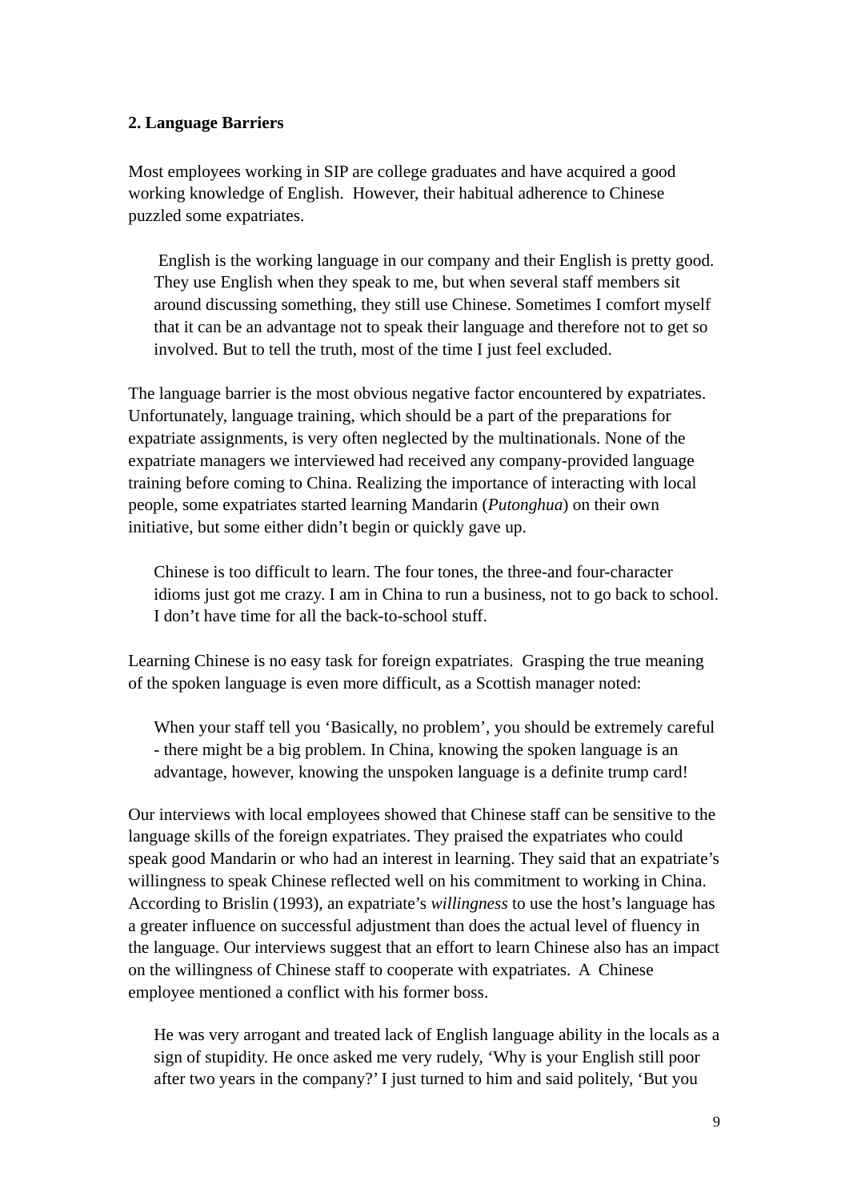## 2. Language Barriers

Most employees working in SIP are college graduates and have acquired a good working knowledge of English. However, their habitual adherence to Chinese puzzled some expatriates.

> English is the working language in our company and their English is pretty good. They use English when they speak to me, but when several staff members sit around discussing something, they still use Chinese. Sometimes I comfort myself that it can be an advantage not to speak their language and therefore not to get so involved. But to tell the truth, most of the time I just feel excluded.

The language barrier is the most obvious negative factor encountered by expatriates. Unfortunately, language training, which should be a part of the preparations for expatriate assignments, is very often neglected by the multinationals. None of the expatriate managers we interviewed had received any company-provided language training before coming to China. Realizing the importance of interacting with local people, some expatriates started learning Mandarin (*Putonghua*) on their own initiative, but some either didn't begin or quickly gave up.

> Chinese is too difficult to learn. The four tones, the three-and four-character idioms just got me crazy. I am in China to run a business, not to go back to school. I don't have time for all the back-to-school stuff.

Learning Chinese is no easy task for foreign expatriates. Grasping the true meaning of the spoken language is even more difficult, as a Scottish manager noted:

> When your staff tell you 'Basically, no problem', you should be extremely careful - there might be a big problem. In China, knowing the spoken language is an advantage, however, knowing the unspoken language is a definite trump card!

Our interviews with local employees showed that Chinese staff can be sensitive to the language skills of the foreign expatriates. They praised the expatriates who could speak good Mandarin or who had an interest in learning. They said that an expatriate's willingness to speak Chinese reflected well on his commitment to working in China. According to Brislin (1993), an expatriate's *willingness* to use the host's language has a greater influence on successful adjustment than does the actual level of fluency in the language. Our interviews suggest that an effort to learn Chinese also has an impact on the willingness of Chinese staff to cooperate with expatriates. A Chinese employee mentioned a conflict with his former boss.

> He was very arrogant and treated lack of English language ability in the locals as a sign of stupidity. He once asked me very rudely, 'Why is your English still poor after two years in the company?' I just turned to him and said politely, 'But you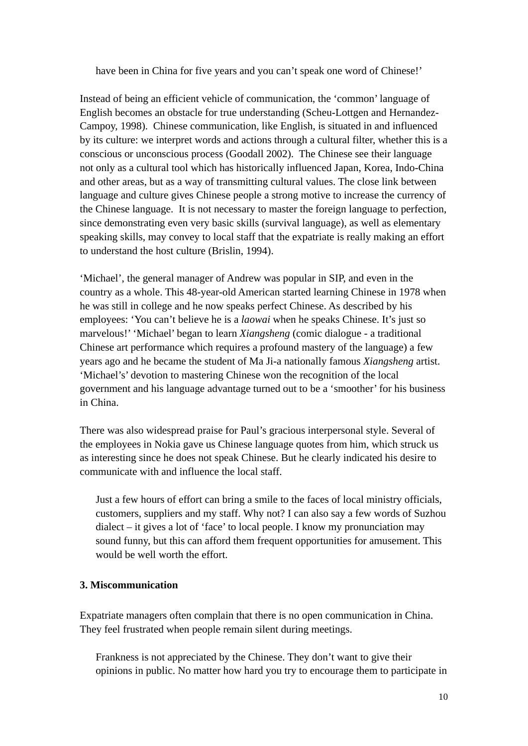> have been in China for five years and you can't speak one word of Chinese!'

Instead of being an efficient vehicle of communication, the 'common' language of English becomes an obstacle for true understanding (Scheu-Lottgen and Hernandez-Campoy, 1998). Chinese communication, like English, is situated in and influenced by its culture: we interpret words and actions through a cultural filter, whether this is a conscious or unconscious process (Goodall 2002). The Chinese see their language not only as a cultural tool which has historically influenced Japan, Korea, Indo-China and other areas, but as a way of transmitting cultural values. The close link between language and culture gives Chinese people a strong motive to increase the currency of the Chinese language. It is not necessary to master the foreign language to perfection, since demonstrating even very basic skills (survival language), as well as elementary speaking skills, may convey to local staff that the expatriate is really making an effort to understand the host culture (Brislin, 1994).

'Michael', the general manager of Andrew was popular in SIP, and even in the country as a whole. This 48-year-old American started learning Chinese in 1978 when he was still in college and he now speaks perfect Chinese. As described by his employees: 'You can't believe he is a *laowai* when he speaks Chinese. It's just so marvelous!' 'Michael' began to learn *Xiangsheng* (comic dialogue - a traditional Chinese art performance which requires a profound mastery of the language) a few years ago and he became the student of Ma Ji-a nationally famous *Xiangsheng* artist. 'Michael's' devotion to mastering Chinese won the recognition of the local government and his language advantage turned out to be a 'smoother' for his business in China.

There was also widespread praise for Paul's gracious interpersonal style. Several of the employees in Nokia gave us Chinese language quotes from him, which struck us as interesting since he does not speak Chinese. But he clearly indicated his desire to communicate with and influence the local staff.

> Just a few hours of effort can bring a smile to the faces of local ministry officials, customers, suppliers and my staff. Why not? I can also say a few words of Suzhou dialect – it gives a lot of 'face' to local people. I know my pronunciation may sound funny, but this can afford them frequent opportunities for amusement. This would be well worth the effort.

### 3. Miscommunication

Expatriate managers often complain that there is no open communication in China. They feel frustrated when people remain silent during meetings.

> Frankness is not appreciated by the Chinese. They don't want to give their opinions in public. No matter how hard you try to encourage them to participate in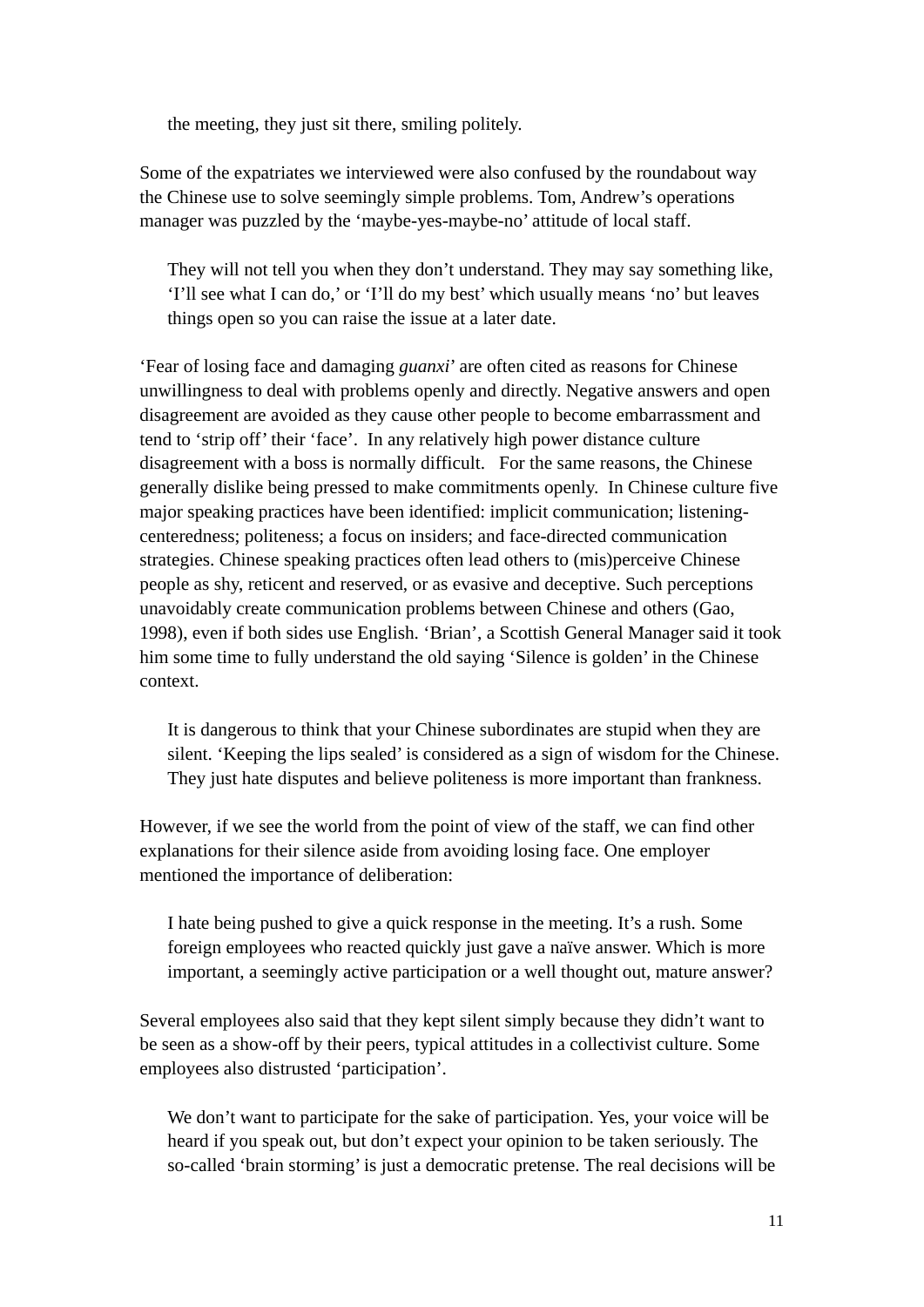> the meeting, they just sit there, smiling politely.

Some of the expatriates we interviewed were also confused by the roundabout way the Chinese use to solve seemingly simple problems. Tom, Andrew's operations manager was puzzled by the 'maybe-yes-maybe-no' attitude of local staff.

> They will not tell you when they don't understand. They may say something like, 'I'll see what I can do,' or 'I'll do my best' which usually means 'no' but leaves things open so you can raise the issue at a later date.

'Fear of losing face and damaging *guanxi*' are often cited as reasons for Chinese unwillingness to deal with problems openly and directly. Negative answers and open disagreement are avoided as they cause other people to become embarrassment and tend to 'strip off' their 'face'. In any relatively high power distance culture disagreement with a boss is normally difficult. For the same reasons, the Chinese generally dislike being pressed to make commitments openly. In Chinese culture five major speaking practices have been identified: implicit communication; listening-centeredness; politeness; a focus on insiders; and face-directed communication strategies. Chinese speaking practices often lead others to (mis)perceive Chinese people as shy, reticent and reserved, or as evasive and deceptive. Such perceptions unavoidably create communication problems between Chinese and others (Gao, 1998), even if both sides use English. 'Brian', a Scottish General Manager said it took him some time to fully understand the old saying 'Silence is golden' in the Chinese context.

> It is dangerous to think that your Chinese subordinates are stupid when they are silent. 'Keeping the lips sealed' is considered as a sign of wisdom for the Chinese. They just hate disputes and believe politeness is more important than frankness.

However, if we see the world from the point of view of the staff, we can find other explanations for their silence aside from avoiding losing face. One employer mentioned the importance of deliberation:

> I hate being pushed to give a quick response in the meeting. It's a rush. Some foreign employees who reacted quickly just gave a naïve answer. Which is more important, a seemingly active participation or a well thought out, mature answer?

Several employees also said that they kept silent simply because they didn't want to be seen as a show-off by their peers, typical attitudes in a collectivist culture. Some employees also distrusted 'participation'.

> We don't want to participate for the sake of participation. Yes, your voice will be heard if you speak out, but don't expect your opinion to be taken seriously. The so-called 'brain storming' is just a democratic pretense. The real decisions will be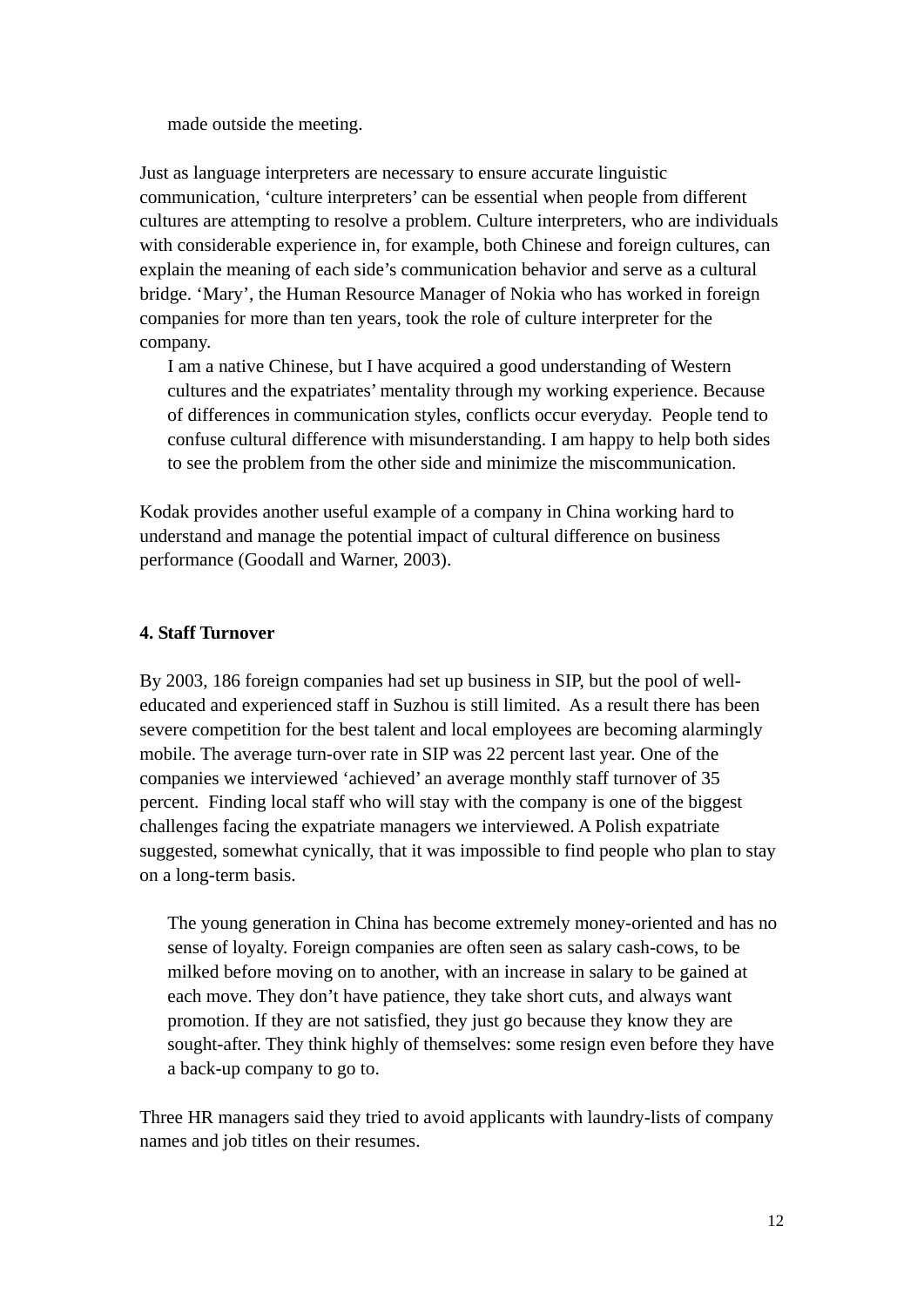made outside the meeting.

Just as language interpreters are necessary to ensure accurate linguistic communication, 'culture interpreters' can be essential when people from different cultures are attempting to resolve a problem. Culture interpreters, who are individuals with considerable experience in, for example, both Chinese and foreign cultures, can explain the meaning of each side's communication behavior and serve as a cultural bridge. 'Mary', the Human Resource Manager of Nokia who has worked in foreign companies for more than ten years, took the role of culture interpreter for the company.

> I am a native Chinese, but I have acquired a good understanding of Western cultures and the expatriates' mentality through my working experience. Because of differences in communication styles, conflicts occur everyday. People tend to confuse cultural difference with misunderstanding. I am happy to help both sides to see the problem from the other side and minimize the miscommunication.

Kodak provides another useful example of a company in China working hard to understand and manage the potential impact of cultural difference on business performance (Goodall and Warner, 2003).

**4. Staff Turnover**

By 2003, 186 foreign companies had set up business in SIP, but the pool of well-educated and experienced staff in Suzhou is still limited. As a result there has been severe competition for the best talent and local employees are becoming alarmingly mobile. The average turn-over rate in SIP was 22 percent last year. One of the companies we interviewed 'achieved' an average monthly staff turnover of 35 percent. Finding local staff who will stay with the company is one of the biggest challenges facing the expatriate managers we interviewed. A Polish expatriate suggested, somewhat cynically, that it was impossible to find people who plan to stay on a long-term basis.

> The young generation in China has become extremely money-oriented and has no sense of loyalty. Foreign companies are often seen as salary cash-cows, to be milked before moving on to another, with an increase in salary to be gained at each move. They don't have patience, they take short cuts, and always want promotion. If they are not satisfied, they just go because they know they are sought-after. They think highly of themselves: some resign even before they have a back-up company to go to.

Three HR managers said they tried to avoid applicants with laundry-lists of company names and job titles on their resumes.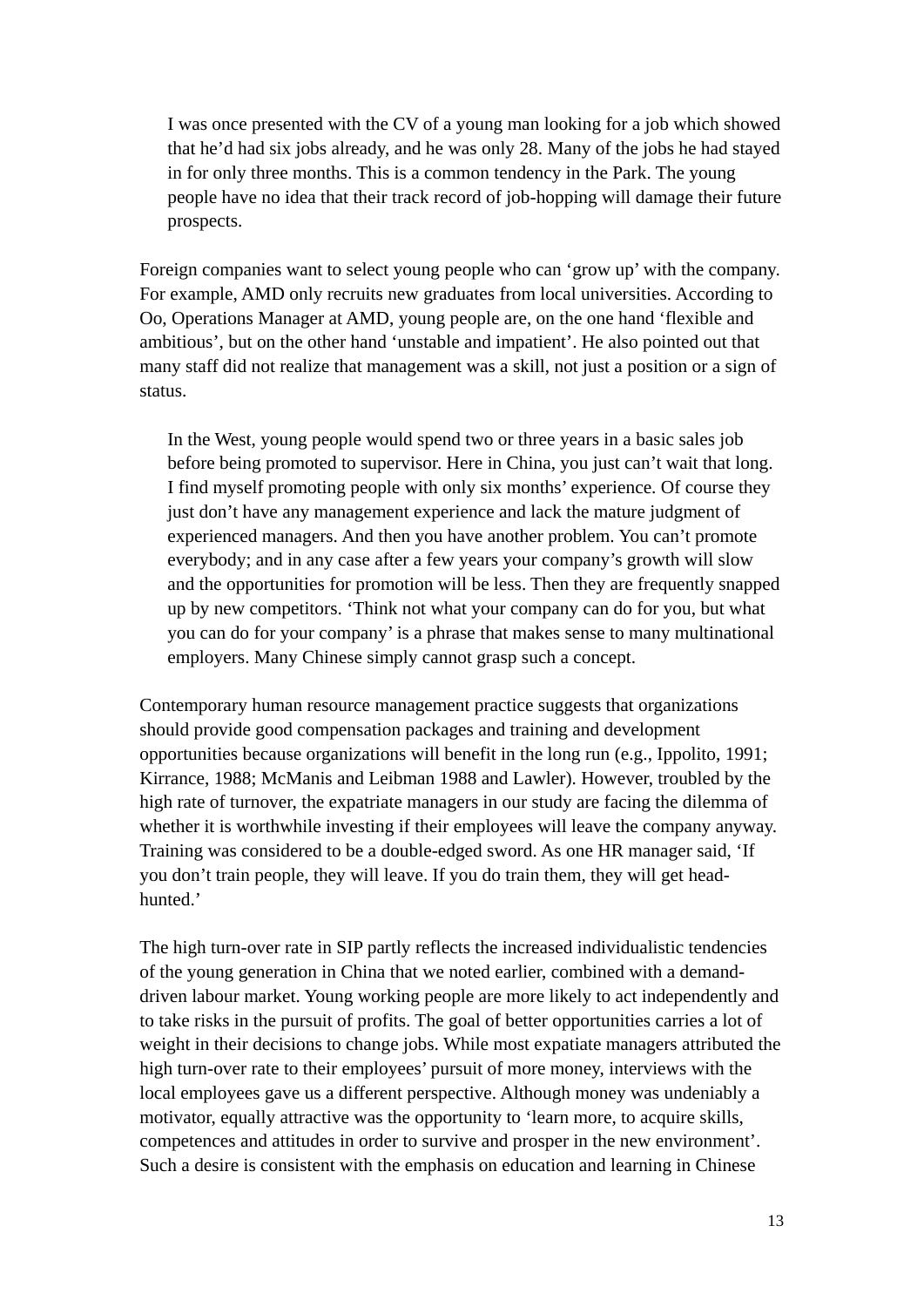> I was once presented with the CV of a young man looking for a job which showed that he'd had six jobs already, and he was only 28. Many of the jobs he had stayed in for only three months. This is a common tendency in the Park. The young people have no idea that their track record of job-hopping will damage their future prospects.

Foreign companies want to select young people who can 'grow up' with the company. For example, AMD only recruits new graduates from local universities. According to Oo, Operations Manager at AMD, young people are, on the one hand 'flexible and ambitious', but on the other hand 'unstable and impatient'. He also pointed out that many staff did not realize that management was a skill, not just a position or a sign of status.

> In the West, young people would spend two or three years in a basic sales job before being promoted to supervisor. Here in China, you just can't wait that long. I find myself promoting people with only six months' experience. Of course they just don't have any management experience and lack the mature judgment of experienced managers. And then you have another problem. You can't promote everybody; and in any case after a few years your company's growth will slow and the opportunities for promotion will be less. Then they are frequently snapped up by new competitors. 'Think not what your company can do for you, but what you can do for your company' is a phrase that makes sense to many multinational employers. Many Chinese simply cannot grasp such a concept.

Contemporary human resource management practice suggests that organizations should provide good compensation packages and training and development opportunities because organizations will benefit in the long run (e.g., Ippolito, 1991; Kirrance, 1988; McManis and Leibman 1988 and Lawler). However, troubled by the high rate of turnover, the expatriate managers in our study are facing the dilemma of whether it is worthwhile investing if their employees will leave the company anyway. Training was considered to be a double-edged sword. As one HR manager said, 'If you don't train people, they will leave. If you do train them, they will get head-hunted.'

The high turn-over rate in SIP partly reflects the increased individualistic tendencies of the young generation in China that we noted earlier, combined with a demand-driven labour market. Young working people are more likely to act independently and to take risks in the pursuit of profits. The goal of better opportunities carries a lot of weight in their decisions to change jobs. While most expatiate managers attributed the high turn-over rate to their employees' pursuit of more money, interviews with the local employees gave us a different perspective. Although money was undeniably a motivator, equally attractive was the opportunity to 'learn more, to acquire skills, competences and attitudes in order to survive and prosper in the new environment'. Such a desire is consistent with the emphasis on education and learning in Chinese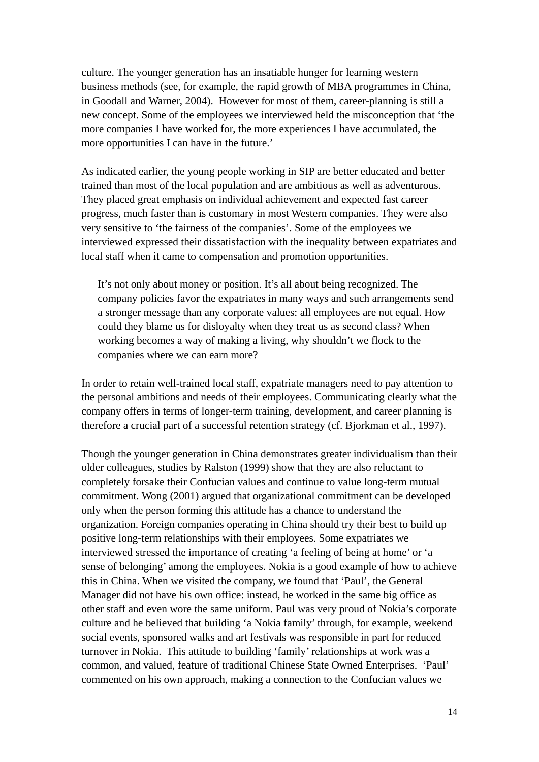culture. The younger generation has an insatiable hunger for learning western business methods (see, for example, the rapid growth of MBA programmes in China, in Goodall and Warner, 2004). However for most of them, career-planning is still a new concept. Some of the employees we interviewed held the misconception that 'the more companies I have worked for, the more experiences I have accumulated, the more opportunities I can have in the future.'

As indicated earlier, the young people working in SIP are better educated and better trained than most of the local population and are ambitious as well as adventurous. They placed great emphasis on individual achievement and expected fast career progress, much faster than is customary in most Western companies. They were also very sensitive to 'the fairness of the companies'. Some of the employees we interviewed expressed their dissatisfaction with the inequality between expatriates and local staff when it came to compensation and promotion opportunities.

> It's not only about money or position. It's all about being recognized. The company policies favor the expatriates in many ways and such arrangements send a stronger message than any corporate values: all employees are not equal. How could they blame us for disloyalty when they treat us as second class? When working becomes a way of making a living, why shouldn't we flock to the companies where we can earn more?

In order to retain well-trained local staff, expatriate managers need to pay attention to the personal ambitions and needs of their employees. Communicating clearly what the company offers in terms of longer-term training, development, and career planning is therefore a crucial part of a successful retention strategy (cf. Bjorkman et al., 1997).

Though the younger generation in China demonstrates greater individualism than their older colleagues, studies by Ralston (1999) show that they are also reluctant to completely forsake their Confucian values and continue to value long-term mutual commitment. Wong (2001) argued that organizational commitment can be developed only when the person forming this attitude has a chance to understand the organization. Foreign companies operating in China should try their best to build up positive long-term relationships with their employees. Some expatriates we interviewed stressed the importance of creating 'a feeling of being at home' or 'a sense of belonging' among the employees. Nokia is a good example of how to achieve this in China. When we visited the company, we found that 'Paul', the General Manager did not have his own office: instead, he worked in the same big office as other staff and even wore the same uniform. Paul was very proud of Nokia's corporate culture and he believed that building 'a Nokia family' through, for example, weekend social events, sponsored walks and art festivals was responsible in part for reduced turnover in Nokia. This attitude to building 'family' relationships at work was a common, and valued, feature of traditional Chinese State Owned Enterprises. 'Paul' commented on his own approach, making a connection to the Confucian values we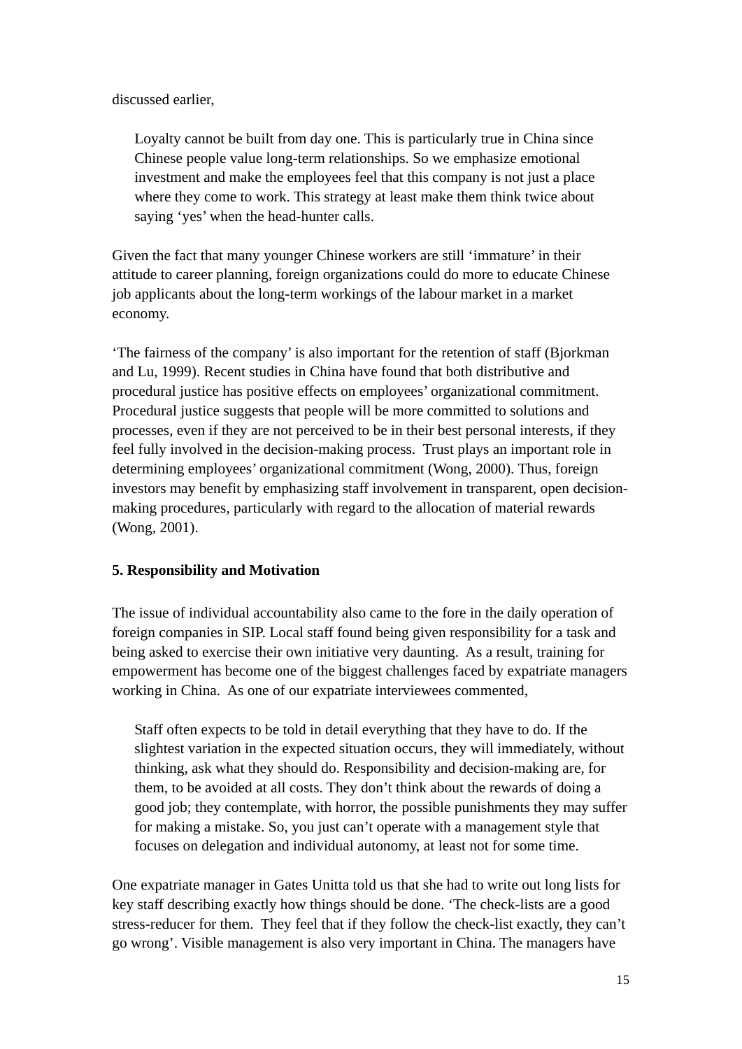discussed earlier,

> Loyalty cannot be built from day one. This is particularly true in China since Chinese people value long-term relationships. So we emphasize emotional investment and make the employees feel that this company is not just a place where they come to work. This strategy at least make them think twice about saying 'yes' when the head-hunter calls.

Given the fact that many younger Chinese workers are still 'immature' in their attitude to career planning, foreign organizations could do more to educate Chinese job applicants about the long-term workings of the labour market in a market economy.

'The fairness of the company' is also important for the retention of staff (Bjorkman and Lu, 1999). Recent studies in China have found that both distributive and procedural justice has positive effects on employees' organizational commitment. Procedural justice suggests that people will be more committed to solutions and processes, even if they are not perceived to be in their best personal interests, if they feel fully involved in the decision-making process. Trust plays an important role in determining employees' organizational commitment (Wong, 2000). Thus, foreign investors may benefit by emphasizing staff involvement in transparent, open decision-making procedures, particularly with regard to the allocation of material rewards (Wong, 2001).

**5. Responsibility and Motivation**

The issue of individual accountability also came to the fore in the daily operation of foreign companies in SIP. Local staff found being given responsibility for a task and being asked to exercise their own initiative very daunting. As a result, training for empowerment has become one of the biggest challenges faced by expatriate managers working in China. As one of our expatriate interviewees commented,

> Staff often expects to be told in detail everything that they have to do. If the slightest variation in the expected situation occurs, they will immediately, without thinking, ask what they should do. Responsibility and decision-making are, for them, to be avoided at all costs. They don't think about the rewards of doing a good job; they contemplate, with horror, the possible punishments they may suffer for making a mistake. So, you just can't operate with a management style that focuses on delegation and individual autonomy, at least not for some time.

One expatriate manager in Gates Unitta told us that she had to write out long lists for key staff describing exactly how things should be done. 'The check-lists are a good stress-reducer for them. They feel that if they follow the check-list exactly, they can't go wrong'. Visible management is also very important in China. The managers have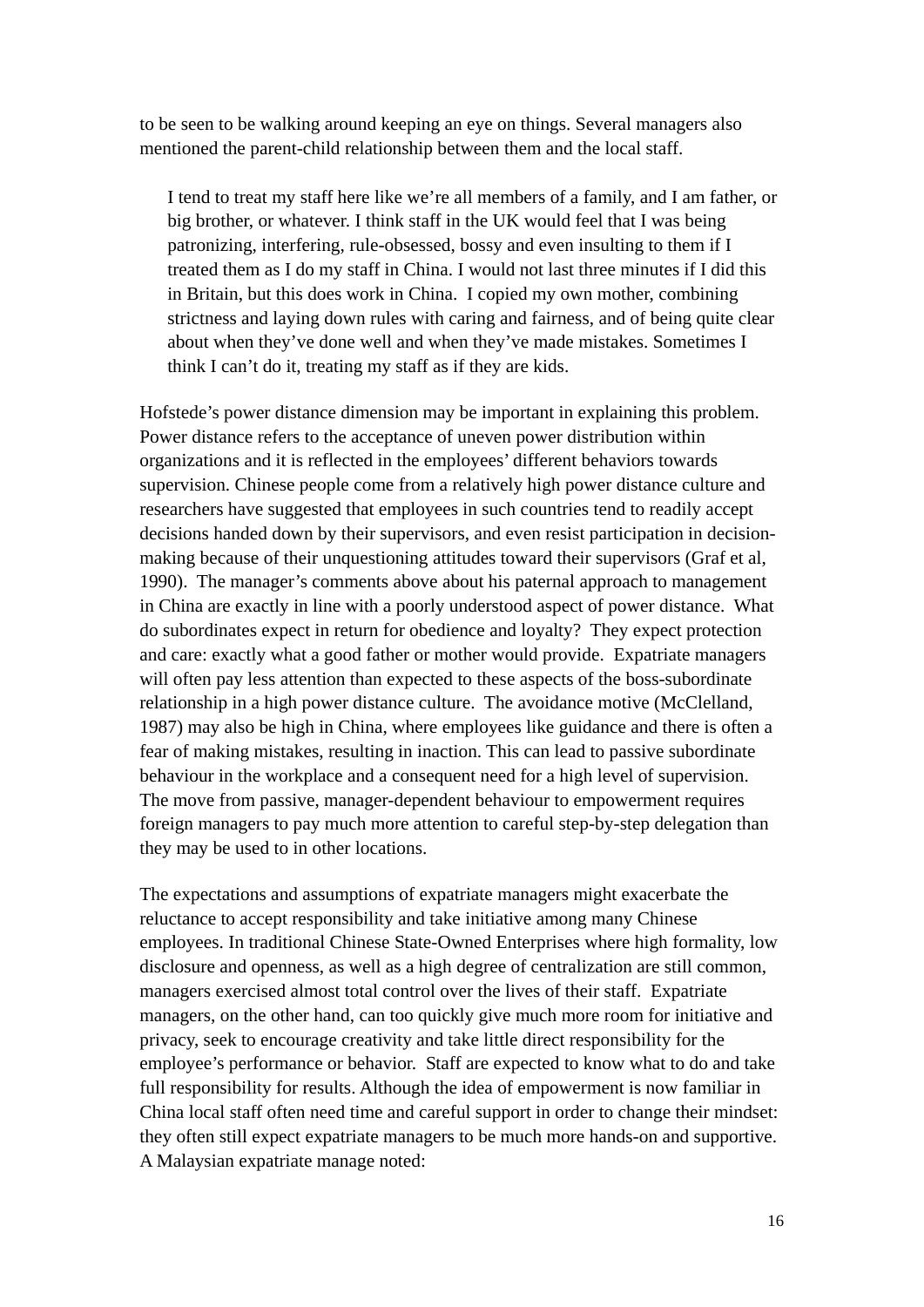to be seen to be walking around keeping an eye on things. Several managers also mentioned the parent-child relationship between them and the local staff.

> I tend to treat my staff here like we're all members of a family, and I am father, or big brother, or whatever. I think staff in the UK would feel that I was being patronizing, interfering, rule-obsessed, bossy and even insulting to them if I treated them as I do my staff in China. I would not last three minutes if I did this in Britain, but this does work in China. I copied my own mother, combining strictness and laying down rules with caring and fairness, and of being quite clear about when they've done well and when they've made mistakes. Sometimes I think I can't do it, treating my staff as if they are kids.

Hofstede's power distance dimension may be important in explaining this problem. Power distance refers to the acceptance of uneven power distribution within organizations and it is reflected in the employees' different behaviors towards supervision. Chinese people come from a relatively high power distance culture and researchers have suggested that employees in such countries tend to readily accept decisions handed down by their supervisors, and even resist participation in decision-making because of their unquestioning attitudes toward their supervisors (Graf et al, 1990). The manager's comments above about his paternal approach to management in China are exactly in line with a poorly understood aspect of power distance. What do subordinates expect in return for obedience and loyalty? They expect protection and care: exactly what a good father or mother would provide. Expatriate managers will often pay less attention than expected to these aspects of the boss-subordinate relationship in a high power distance culture. The avoidance motive (McClelland, 1987) may also be high in China, where employees like guidance and there is often a fear of making mistakes, resulting in inaction. This can lead to passive subordinate behaviour in the workplace and a consequent need for a high level of supervision. The move from passive, manager-dependent behaviour to empowerment requires foreign managers to pay much more attention to careful step-by-step delegation than they may be used to in other locations.

The expectations and assumptions of expatriate managers might exacerbate the reluctance to accept responsibility and take initiative among many Chinese employees. In traditional Chinese State-Owned Enterprises where high formality, low disclosure and openness, as well as a high degree of centralization are still common, managers exercised almost total control over the lives of their staff. Expatriate managers, on the other hand, can too quickly give much more room for initiative and privacy, seek to encourage creativity and take little direct responsibility for the employee's performance or behavior. Staff are expected to know what to do and take full responsibility for results. Although the idea of empowerment is now familiar in China local staff often need time and careful support in order to change their mindset: they often still expect expatriate managers to be much more hands-on and supportive. A Malaysian expatriate manage noted: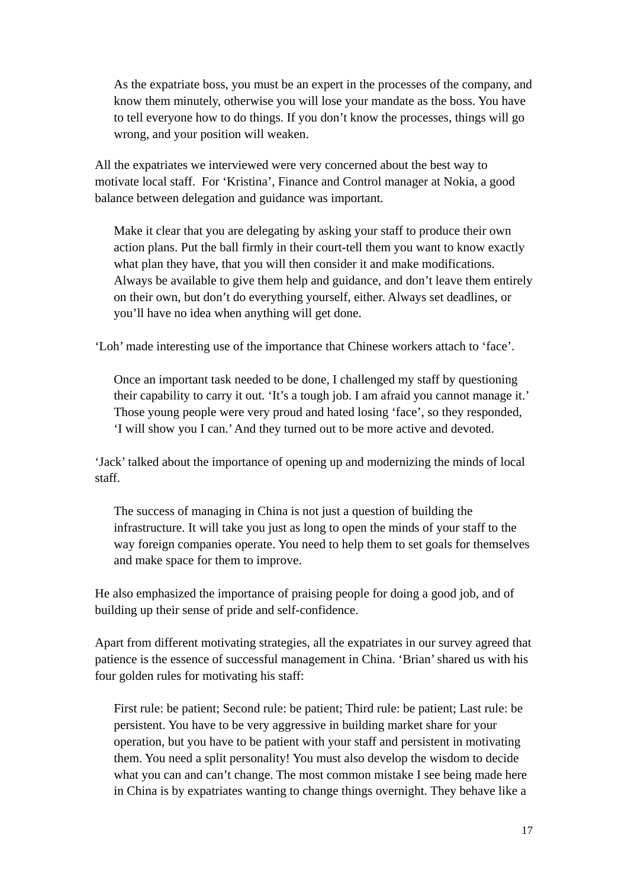> As the expatriate boss, you must be an expert in the processes of the company, and know them minutely, otherwise you will lose your mandate as the boss. You have to tell everyone how to do things. If you don't know the processes, things will go wrong, and your position will weaken.

All the expatriates we interviewed were very concerned about the best way to motivate local staff. For 'Kristina', Finance and Control manager at Nokia, a good balance between delegation and guidance was important.

> Make it clear that you are delegating by asking your staff to produce their own action plans. Put the ball firmly in their court-tell them you want to know exactly what plan they have, that you will then consider it and make modifications. Always be available to give them help and guidance, and don't leave them entirely on their own, but don't do everything yourself, either. Always set deadlines, or you'll have no idea when anything will get done.

'Loh' made interesting use of the importance that Chinese workers attach to 'face'.

> Once an important task needed to be done, I challenged my staff by questioning their capability to carry it out. 'It's a tough job. I am afraid you cannot manage it.' Those young people were very proud and hated losing 'face', so they responded, 'I will show you I can.' And they turned out to be more active and devoted.

'Jack' talked about the importance of opening up and modernizing the minds of local staff.

> The success of managing in China is not just a question of building the infrastructure. It will take you just as long to open the minds of your staff to the way foreign companies operate. You need to help them to set goals for themselves and make space for them to improve.

He also emphasized the importance of praising people for doing a good job, and of building up their sense of pride and self-confidence.

Apart from different motivating strategies, all the expatriates in our survey agreed that patience is the essence of successful management in China. 'Brian' shared us with his four golden rules for motivating his staff:

> First rule: be patient; Second rule: be patient; Third rule: be patient; Last rule: be persistent. You have to be very aggressive in building market share for your operation, but you have to be patient with your staff and persistent in motivating them. You need a split personality! You must also develop the wisdom to decide what you can and can't change. The most common mistake I see being made here in China is by expatriates wanting to change things overnight. They behave like a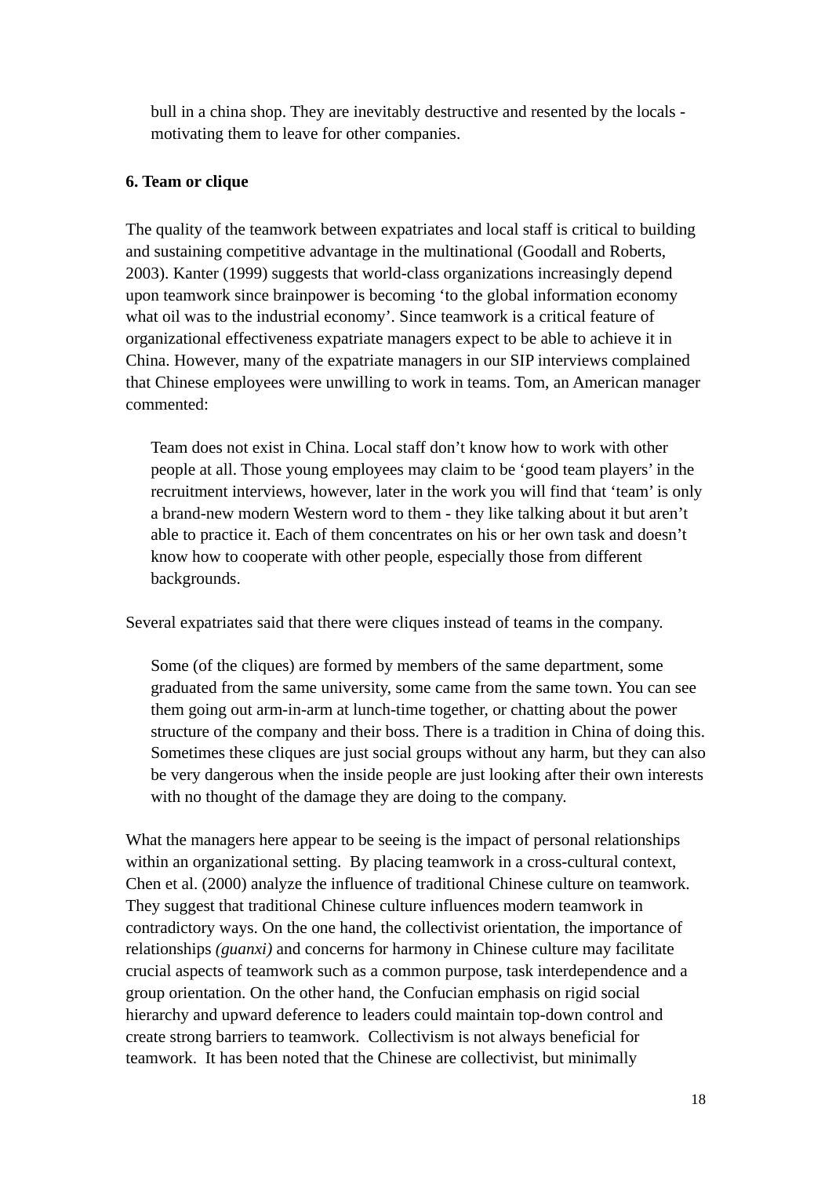> bull in a china shop. They are inevitably destructive and resented by the locals - motivating them to leave for other companies.

**6. Team or clique**

The quality of the teamwork between expatriates and local staff is critical to building and sustaining competitive advantage in the multinational (Goodall and Roberts, 2003). Kanter (1999) suggests that world-class organizations increasingly depend upon teamwork since brainpower is becoming 'to the global information economy what oil was to the industrial economy'. Since teamwork is a critical feature of organizational effectiveness expatriate managers expect to be able to achieve it in China. However, many of the expatriate managers in our SIP interviews complained that Chinese employees were unwilling to work in teams. Tom, an American manager commented:

> Team does not exist in China. Local staff don't know how to work with other people at all. Those young employees may claim to be 'good team players' in the recruitment interviews, however, later in the work you will find that 'team' is only a brand-new modern Western word to them - they like talking about it but aren't able to practice it. Each of them concentrates on his or her own task and doesn't know how to cooperate with other people, especially those from different backgrounds.

Several expatriates said that there were cliques instead of teams in the company.

> Some (of the cliques) are formed by members of the same department, some graduated from the same university, some came from the same town. You can see them going out arm-in-arm at lunch-time together, or chatting about the power structure of the company and their boss. There is a tradition in China of doing this. Sometimes these cliques are just social groups without any harm, but they can also be very dangerous when the inside people are just looking after their own interests with no thought of the damage they are doing to the company.

What the managers here appear to be seeing is the impact of personal relationships within an organizational setting. By placing teamwork in a cross-cultural context, Chen et al. (2000) analyze the influence of traditional Chinese culture on teamwork. They suggest that traditional Chinese culture influences modern teamwork in contradictory ways. On the one hand, the collectivist orientation, the importance of relationships *(guanxi)* and concerns for harmony in Chinese culture may facilitate crucial aspects of teamwork such as a common purpose, task interdependence and a group orientation. On the other hand, the Confucian emphasis on rigid social hierarchy and upward deference to leaders could maintain top-down control and create strong barriers to teamwork. Collectivism is not always beneficial for teamwork. It has been noted that the Chinese are collectivist, but minimally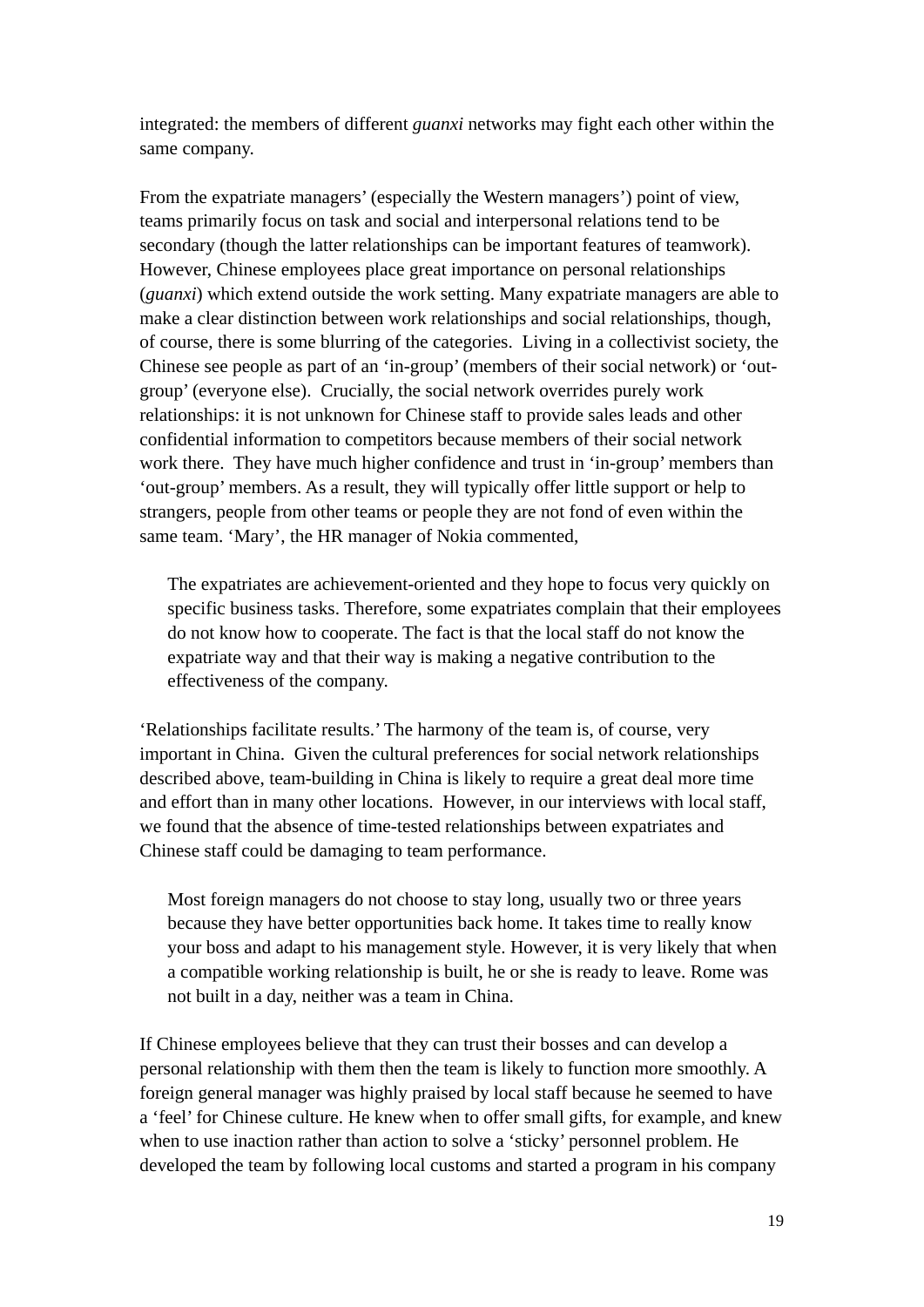integrated: the members of different *guanxi* networks may fight each other within the same company.

From the expatriate managers' (especially the Western managers') point of view, teams primarily focus on task and social and interpersonal relations tend to be secondary (though the latter relationships can be important features of teamwork). However, Chinese employees place great importance on personal relationships (*guanxi*) which extend outside the work setting. Many expatriate managers are able to make a clear distinction between work relationships and social relationships, though, of course, there is some blurring of the categories. Living in a collectivist society, the Chinese see people as part of an 'in-group' (members of their social network) or 'out-group' (everyone else). Crucially, the social network overrides purely work relationships: it is not unknown for Chinese staff to provide sales leads and other confidential information to competitors because members of their social network work there. They have much higher confidence and trust in 'in-group' members than 'out-group' members. As a result, they will typically offer little support or help to strangers, people from other teams or people they are not fond of even within the same team. 'Mary', the HR manager of Nokia commented,

> The expatriates are achievement-oriented and they hope to focus very quickly on specific business tasks. Therefore, some expatriates complain that their employees do not know how to cooperate. The fact is that the local staff do not know the expatriate way and that their way is making a negative contribution to the effectiveness of the company.

'Relationships facilitate results.' The harmony of the team is, of course, very important in China. Given the cultural preferences for social network relationships described above, team-building in China is likely to require a great deal more time and effort than in many other locations. However, in our interviews with local staff, we found that the absence of time-tested relationships between expatriates and Chinese staff could be damaging to team performance.

> Most foreign managers do not choose to stay long, usually two or three years because they have better opportunities back home. It takes time to really know your boss and adapt to his management style. However, it is very likely that when a compatible working relationship is built, he or she is ready to leave. Rome was not built in a day, neither was a team in China.

If Chinese employees believe that they can trust their bosses and can develop a personal relationship with them then the team is likely to function more smoothly. A foreign general manager was highly praised by local staff because he seemed to have a 'feel' for Chinese culture. He knew when to offer small gifts, for example, and knew when to use inaction rather than action to solve a 'sticky' personnel problem. He developed the team by following local customs and started a program in his company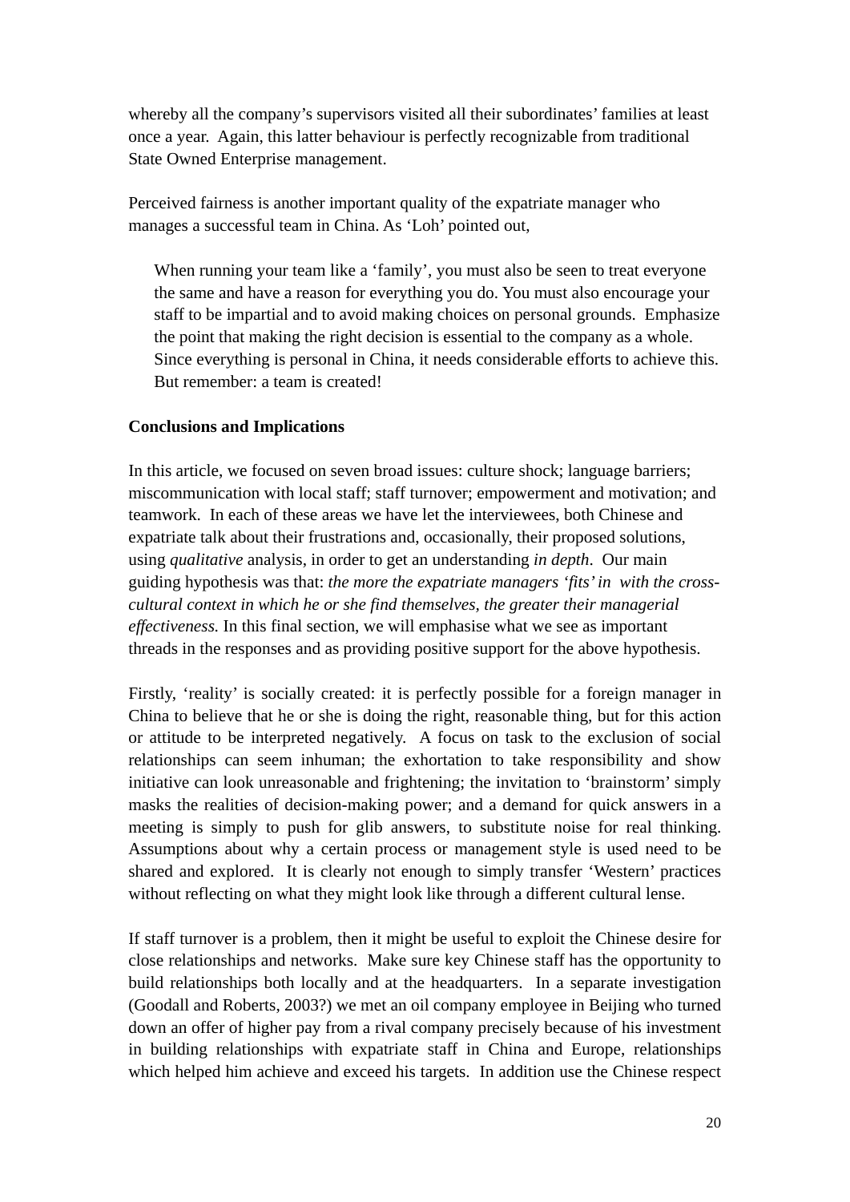whereby all the company's supervisors visited all their subordinates' families at least once a year. Again, this latter behaviour is perfectly recognizable from traditional State Owned Enterprise management.

Perceived fairness is another important quality of the expatriate manager who manages a successful team in China. As 'Loh' pointed out,

> When running your team like a 'family', you must also be seen to treat everyone the same and have a reason for everything you do. You must also encourage your staff to be impartial and to avoid making choices on personal grounds. Emphasize the point that making the right decision is essential to the company as a whole. Since everything is personal in China, it needs considerable efforts to achieve this. But remember: a team is created!

**Conclusions and Implications**

In this article, we focused on seven broad issues: culture shock; language barriers; miscommunication with local staff; staff turnover; empowerment and motivation; and teamwork. In each of these areas we have let the interviewees, both Chinese and expatriate talk about their frustrations and, occasionally, their proposed solutions, using *qualitative* analysis, in order to get an understanding *in depth*. Our main guiding hypothesis was that: *the more the expatriate managers 'fits' in with the cross-cultural context in which he or she find themselves, the greater their managerial effectiveness.* In this final section, we will emphasise what we see as important threads in the responses and as providing positive support for the above hypothesis.

Firstly, 'reality' is socially created: it is perfectly possible for a foreign manager in China to believe that he or she is doing the right, reasonable thing, but for this action or attitude to be interpreted negatively. A focus on task to the exclusion of social relationships can seem inhuman; the exhortation to take responsibility and show initiative can look unreasonable and frightening; the invitation to 'brainstorm' simply masks the realities of decision-making power; and a demand for quick answers in a meeting is simply to push for glib answers, to substitute noise for real thinking. Assumptions about why a certain process or management style is used need to be shared and explored. It is clearly not enough to simply transfer 'Western' practices without reflecting on what they might look like through a different cultural lense.

If staff turnover is a problem, then it might be useful to exploit the Chinese desire for close relationships and networks. Make sure key Chinese staff has the opportunity to build relationships both locally and at the headquarters. In a separate investigation (Goodall and Roberts, 2003?) we met an oil company employee in Beijing who turned down an offer of higher pay from a rival company precisely because of his investment in building relationships with expatriate staff in China and Europe, relationships which helped him achieve and exceed his targets. In addition use the Chinese respect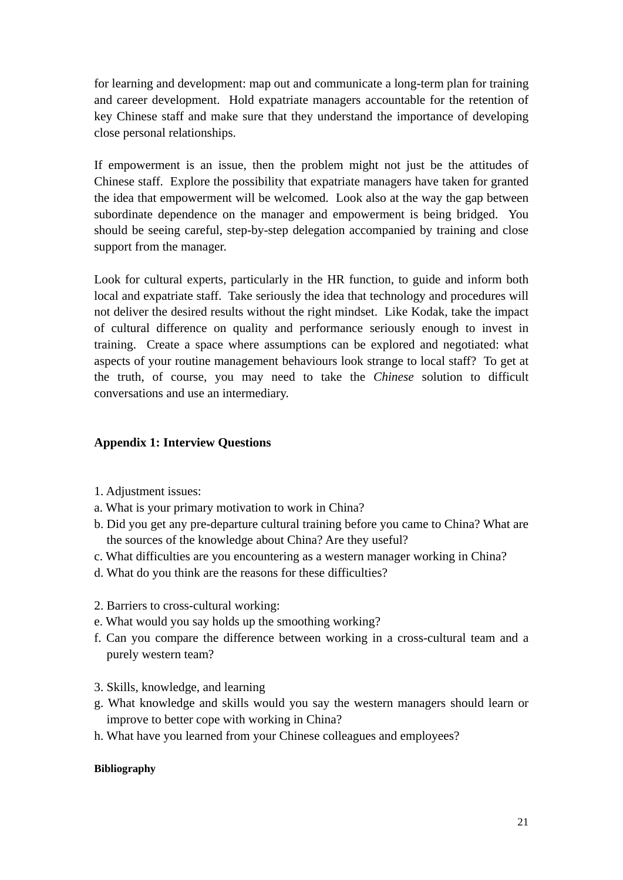for learning and development: map out and communicate a long-term plan for training and career development. Hold expatriate managers accountable for the retention of key Chinese staff and make sure that they understand the importance of developing close personal relationships.

If empowerment is an issue, then the problem might not just be the attitudes of Chinese staff. Explore the possibility that expatriate managers have taken for granted the idea that empowerment will be welcomed. Look also at the way the gap between subordinate dependence on the manager and empowerment is being bridged. You should be seeing careful, step-by-step delegation accompanied by training and close support from the manager.

Look for cultural experts, particularly in the HR function, to guide and inform both local and expatriate staff. Take seriously the idea that technology and procedures will not deliver the desired results without the right mindset. Like Kodak, take the impact of cultural difference on quality and performance seriously enough to invest in training. Create a space where assumptions can be explored and negotiated: what aspects of your routine management behaviours look strange to local staff? To get at the truth, of course, you may need to take the *Chinese* solution to difficult conversations and use an intermediary.

## Appendix 1: Interview Questions

1. Adjustment issues:

a. What is your primary motivation to work in China?

b. Did you get any pre-departure cultural training before you came to China? What are the sources of the knowledge about China? Are they useful?

c. What difficulties are you encountering as a western manager working in China?

d. What do you think are the reasons for these difficulties?

2. Barriers to cross-cultural working:

e. What would you say holds up the smoothing working?

f. Can you compare the difference between working in a cross-cultural team and a purely western team?

3. Skills, knowledge, and learning

g. What knowledge and skills would you say the western managers should learn or improve to better cope with working in China?

h. What have you learned from your Chinese colleagues and employees?

### Bibliography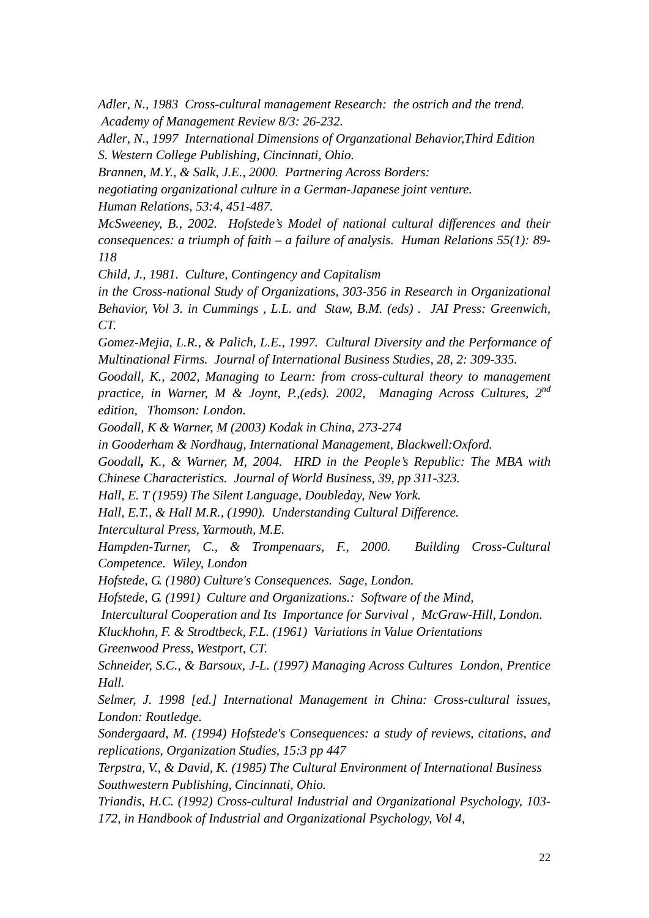*Adler, N., 1983 Cross-cultural management Research: the ostrich and the trend. Academy of Management Review 8/3: 26-232.*

*Adler, N., 1997 International Dimensions of Organzational Behavior,Third Edition S. Western College Publishing, Cincinnati, Ohio.*

*Brannen, M.Y., & Salk, J.E., 2000. Partnering Across Borders: negotiating organizational culture in a German-Japanese joint venture. Human Relations, 53:4, 451-487.*

*McSweeney, B., 2002. Hofstede's Model of national cultural differences and their consequences: a triumph of faith – a failure of analysis. Human Relations 55(1): 89-118*

*Child, J., 1981. Culture, Contingency and Capitalism in the Cross-national Study of Organizations, 303-356 in Research in Organizational Behavior, Vol 3. in Cummings , L.L. and Staw, B.M. (eds) . JAI Press: Greenwich, CT.*

*Gomez-Mejia, L.R., & Palich, L.E., 1997. Cultural Diversity and the Performance of Multinational Firms. Journal of International Business Studies, 28, 2: 309-335.*

*Goodall, K., 2002, Managing to Learn: from cross-cultural theory to management practice, in Warner, M & Joynt, P.,(eds). 2002, Managing Across Cultures, 2nd edition, Thomson: London.*

*Goodall, K & Warner, M (2003) Kodak in China, 273-274 in Gooderham & Nordhaug, International Management, Blackwell:Oxford.*

*Goodall**,** K., & Warner, M, 2004. HRD in the People's Republic: The MBA with Chinese Characteristics. Journal of World Business, 39, pp 311-323.*

*Hall, E. T (1959) The Silent Language, Doubleday, New York.*

*Hall, E.T., & Hall M.R., (1990). Understanding Cultural Difference. Intercultural Press, Yarmouth, M.E.*

*Hampden-Turner, C., & Trompenaars, F., 2000. Building Cross-Cultural Competence. Wiley, London*

*Hofstede, G. (1980) Culture's Consequences. Sage, London.*

*Hofstede, G. (1991) Culture and Organizations.: Software of the Mind, Intercultural Cooperation and Its Importance for Survival , McGraw-Hill, London.*

*Kluckhohn, F. & Strodtbeck, F.L. (1961) Variations in Value Orientations Greenwood Press, Westport, CT.*

*Schneider, S.C., & Barsoux, J-L. (1997) Managing Across Cultures London, Prentice Hall.*

*Selmer, J. 1998 [ed.] International Management in China: Cross-cultural issues, London: Routledge.*

*Sondergaard, M. (1994) Hofstede's Consequences: a study of reviews, citations, and replications, Organization Studies, 15:3 pp 447*

*Terpstra, V., & David, K. (1985) The Cultural Environment of International Business Southwestern Publishing, Cincinnati, Ohio.*

*Triandis, H.C. (1992) Cross-cultural Industrial and Organizational Psychology, 103-172, in Handbook of Industrial and Organizational Psychology, Vol 4,*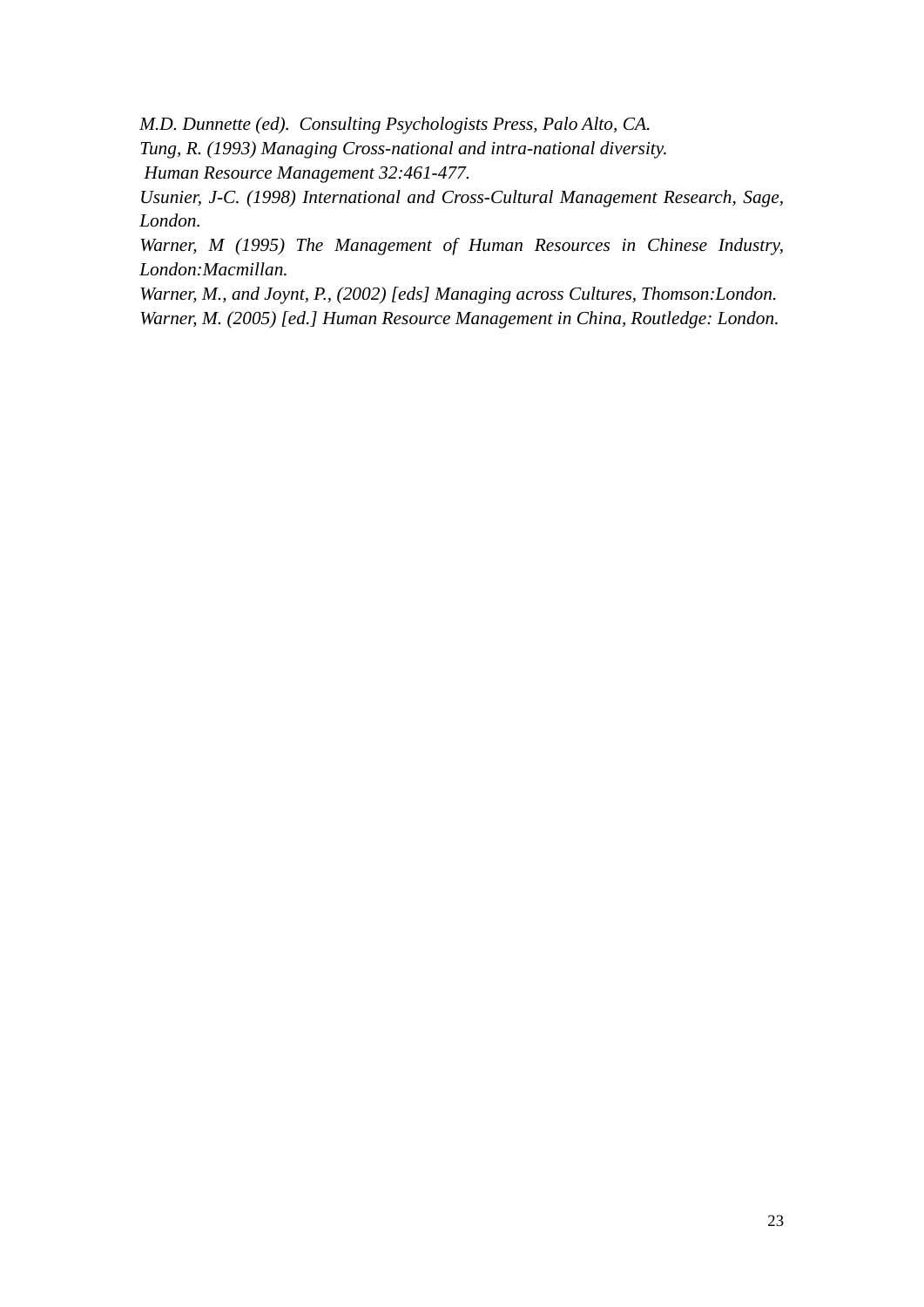*M.D. Dunnette (ed). Consulting Psychologists Press, Palo Alto, CA.*

*Tung, R. (1993) Managing Cross-national and intra-national diversity. Human Resource Management 32:461-477.*

*Usunier, J-C. (1998) International and Cross-Cultural Management Research, Sage, London.*

*Warner, M (1995) The Management of Human Resources in Chinese Industry, London:Macmillan.*

*Warner, M., and Joynt, P., (2002) [eds] Managing across Cultures, Thomson:London.*

*Warner, M. (2005) [ed.] Human Resource Management in China, Routledge: London.*